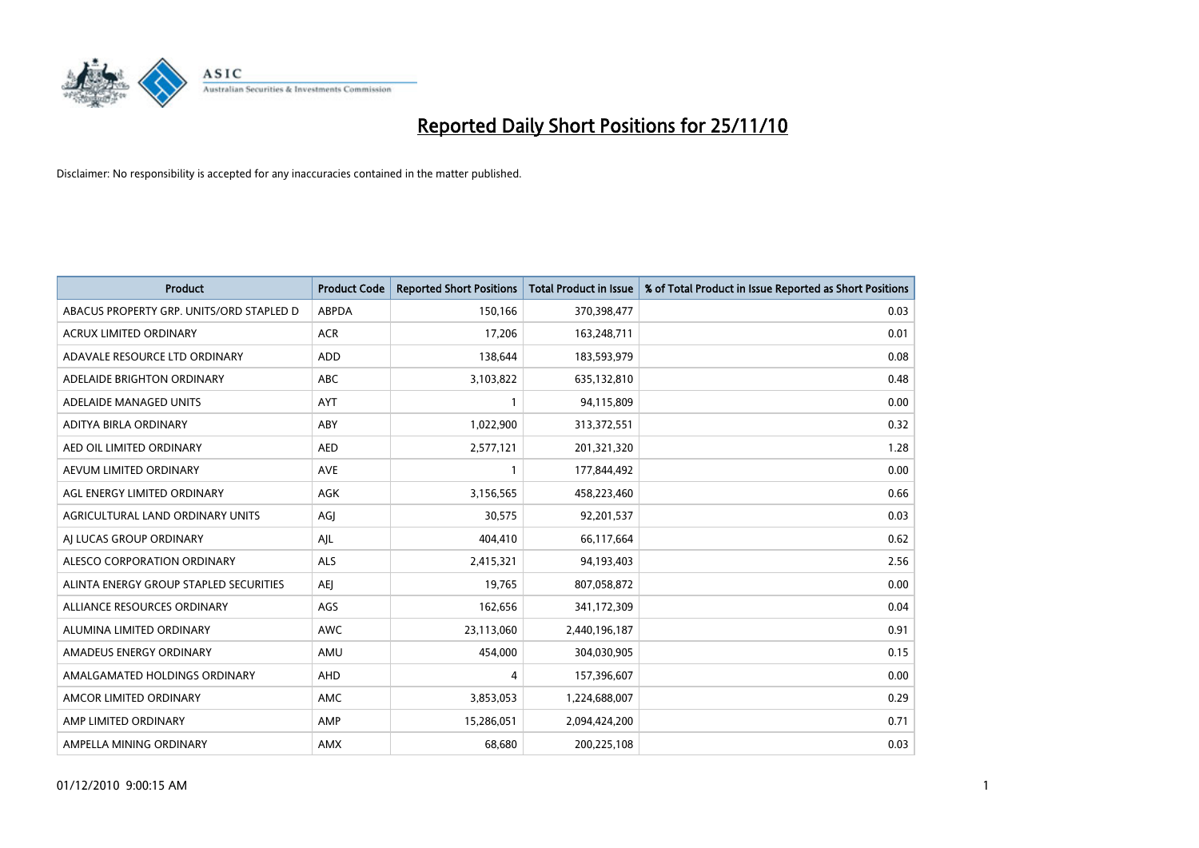# Reported Daily Short Positions for 25/11/10

Disclaimer: No responsibility is accepted for any inaccuracies contained in the matter published.

| Product | Product Code | Reported Short Positions | Total Product in Issue | % of Total Product in Issue Reported as Short Positions |
|---|---|---|---|---|
| ABACUS PROPERTY GRP. UNITS/ORD STAPLED D | ABPDA | 150,166 | 370,398,477 | 0.03 |
| ACRUX LIMITED ORDINARY | ACR | 17,206 | 163,248,711 | 0.01 |
| ADAVALE RESOURCE LTD ORDINARY | ADD | 138,644 | 183,593,979 | 0.08 |
| ADELAIDE BRIGHTON ORDINARY | ABC | 3,103,822 | 635,132,810 | 0.48 |
| ADELAIDE MANAGED UNITS | AYT | 1 | 94,115,809 | 0.00 |
| ADITYA BIRLA ORDINARY | ABY | 1,022,900 | 313,372,551 | 0.32 |
| AED OIL LIMITED ORDINARY | AED | 2,577,121 | 201,321,320 | 1.28 |
| AEVUM LIMITED ORDINARY | AVE | 1 | 177,844,492 | 0.00 |
| AGL ENERGY LIMITED ORDINARY | AGK | 3,156,565 | 458,223,460 | 0.66 |
| AGRICULTURAL LAND ORDINARY UNITS | AGJ | 30,575 | 92,201,537 | 0.03 |
| AJ LUCAS GROUP ORDINARY | AJL | 404,410 | 66,117,664 | 0.62 |
| ALESCO CORPORATION ORDINARY | ALS | 2,415,321 | 94,193,403 | 2.56 |
| ALINTA ENERGY GROUP STAPLED SECURITIES | AEJ | 19,765 | 807,058,872 | 0.00 |
| ALLIANCE RESOURCES ORDINARY | AGS | 162,656 | 341,172,309 | 0.04 |
| ALUMINA LIMITED ORDINARY | AWC | 23,113,060 | 2,440,196,187 | 0.91 |
| AMADEUS ENERGY ORDINARY | AMU | 454,000 | 304,030,905 | 0.15 |
| AMALGAMATED HOLDINGS ORDINARY | AHD | 4 | 157,396,607 | 0.00 |
| AMCOR LIMITED ORDINARY | AMC | 3,853,053 | 1,224,688,007 | 0.29 |
| AMP LIMITED ORDINARY | AMP | 15,286,051 | 2,094,424,200 | 0.71 |
| AMPELLA MINING ORDINARY | AMX | 68,680 | 200,225,108 | 0.03 |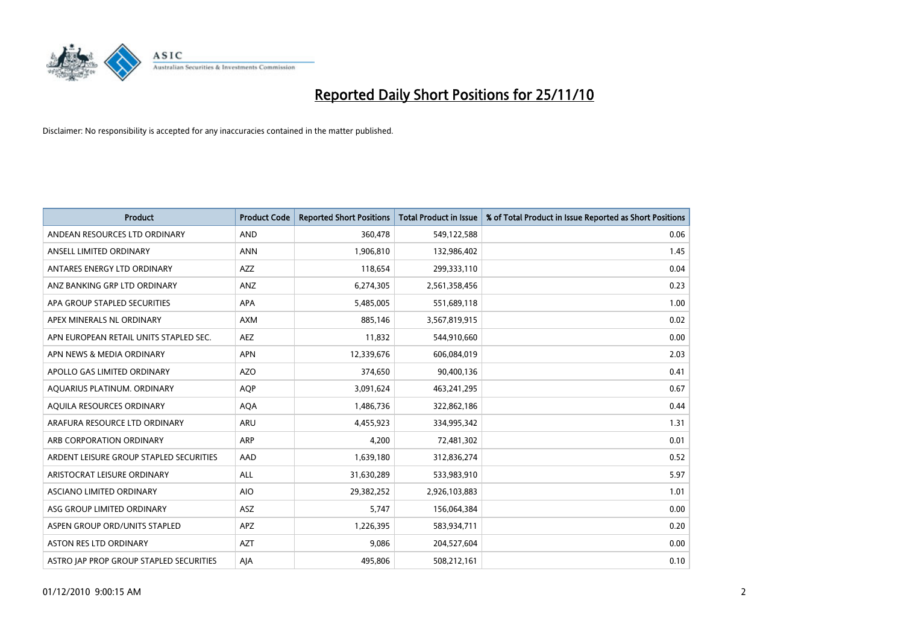# Reported Daily Short Positions for 25/11/10

Disclaimer: No responsibility is accepted for any inaccuracies contained in the matter published.

| Product | Product Code | Reported Short Positions | Total Product in Issue | % of Total Product in Issue Reported as Short Positions |
|---|---|---|---|---|
| ANDEAN RESOURCES LTD ORDINARY | AND | 360,478 | 549,122,588 | 0.06 |
| ANSELL LIMITED ORDINARY | ANN | 1,906,810 | 132,986,402 | 1.45 |
| ANTARES ENERGY LTD ORDINARY | AZZ | 118,654 | 299,333,110 | 0.04 |
| ANZ BANKING GRP LTD ORDINARY | ANZ | 6,274,305 | 2,561,358,456 | 0.23 |
| APA GROUP STAPLED SECURITIES | APA | 5,485,005 | 551,689,118 | 1.00 |
| APEX MINERALS NL ORDINARY | AXM | 885,146 | 3,567,819,915 | 0.02 |
| APN EUROPEAN RETAIL UNITS STAPLED SEC. | AEZ | 11,832 | 544,910,660 | 0.00 |
| APN NEWS & MEDIA ORDINARY | APN | 12,339,676 | 606,084,019 | 2.03 |
| APOLLO GAS LIMITED ORDINARY | AZO | 374,650 | 90,400,136 | 0.41 |
| AQUARIUS PLATINUM. ORDINARY | AQP | 3,091,624 | 463,241,295 | 0.67 |
| AQUILA RESOURCES ORDINARY | AQA | 1,486,736 | 322,862,186 | 0.44 |
| ARAFURA RESOURCE LTD ORDINARY | ARU | 4,455,923 | 334,995,342 | 1.31 |
| ARB CORPORATION ORDINARY | ARP | 4,200 | 72,481,302 | 0.01 |
| ARDENT LEISURE GROUP STAPLED SECURITIES | AAD | 1,639,180 | 312,836,274 | 0.52 |
| ARISTOCRAT LEISURE ORDINARY | ALL | 31,630,289 | 533,983,910 | 5.97 |
| ASCIANO LIMITED ORDINARY | AIO | 29,382,252 | 2,926,103,883 | 1.01 |
| ASG GROUP LIMITED ORDINARY | ASZ | 5,747 | 156,064,384 | 0.00 |
| ASPEN GROUP ORD/UNITS STAPLED | APZ | 1,226,395 | 583,934,711 | 0.20 |
| ASTON RES LTD ORDINARY | AZT | 9,086 | 204,527,604 | 0.00 |
| ASTRO JAP PROP GROUP STAPLED SECURITIES | AJA | 495,806 | 508,212,161 | 0.10 |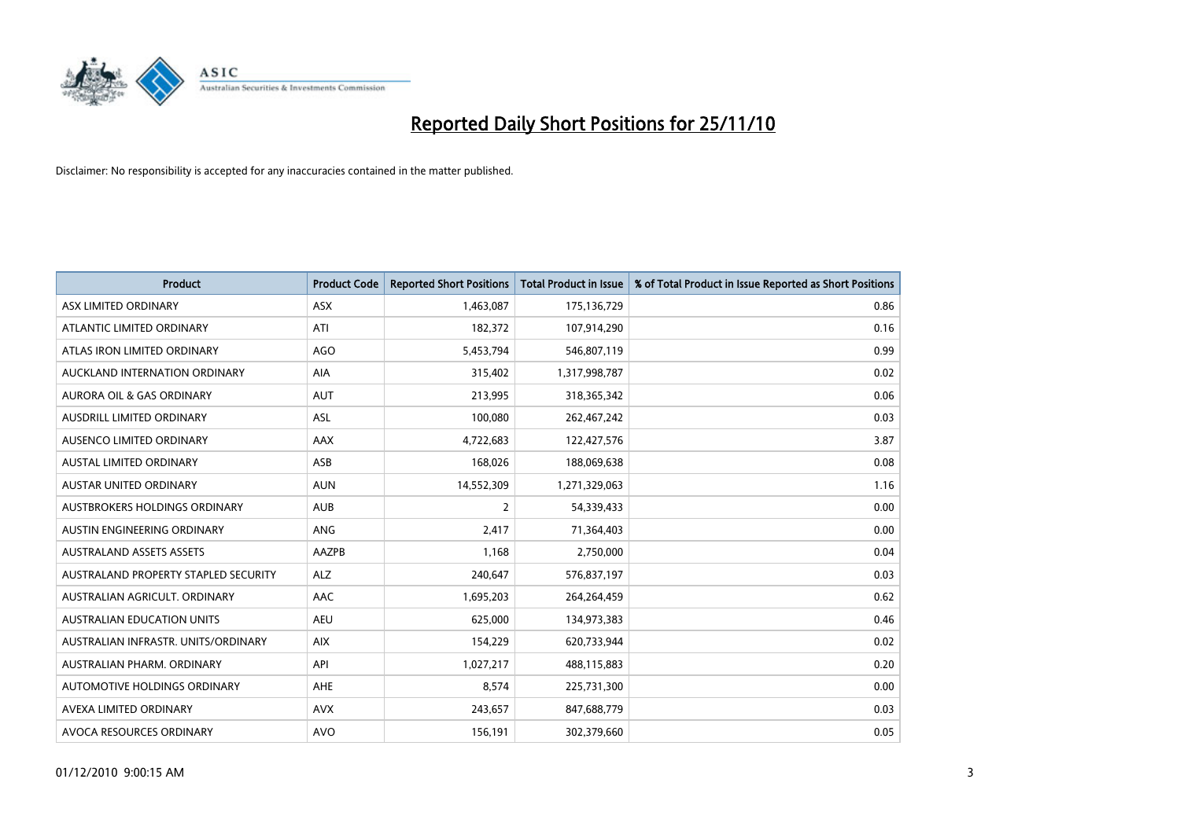# Reported Daily Short Positions for 25/11/10

Disclaimer: No responsibility is accepted for any inaccuracies contained in the matter published.

| Product | Product Code | Reported Short Positions | Total Product in Issue | % of Total Product in Issue Reported as Short Positions |
|---|---|---|---|---|
| ASX LIMITED ORDINARY | ASX | 1,463,087 | 175,136,729 | 0.86 |
| ATLANTIC LIMITED ORDINARY | ATI | 182,372 | 107,914,290 | 0.16 |
| ATLAS IRON LIMITED ORDINARY | AGO | 5,453,794 | 546,807,119 | 0.99 |
| AUCKLAND INTERNATION ORDINARY | AIA | 315,402 | 1,317,998,787 | 0.02 |
| AURORA OIL & GAS ORDINARY | AUT | 213,995 | 318,365,342 | 0.06 |
| AUSDRILL LIMITED ORDINARY | ASL | 100,080 | 262,467,242 | 0.03 |
| AUSENCO LIMITED ORDINARY | AAX | 4,722,683 | 122,427,576 | 3.87 |
| AUSTAL LIMITED ORDINARY | ASB | 168,026 | 188,069,638 | 0.08 |
| AUSTAR UNITED ORDINARY | AUN | 14,552,309 | 1,271,329,063 | 1.16 |
| AUSTBROKERS HOLDINGS ORDINARY | AUB | 2 | 54,339,433 | 0.00 |
| AUSTIN ENGINEERING ORDINARY | ANG | 2,417 | 71,364,403 | 0.00 |
| AUSTRALAND ASSETS ASSETS | AAZPB | 1,168 | 2,750,000 | 0.04 |
| AUSTRALAND PROPERTY STAPLED SECURITY | ALZ | 240,647 | 576,837,197 | 0.03 |
| AUSTRALIAN AGRICULT. ORDINARY | AAC | 1,695,203 | 264,264,459 | 0.62 |
| AUSTRALIAN EDUCATION UNITS | AEU | 625,000 | 134,973,383 | 0.46 |
| AUSTRALIAN INFRASTR. UNITS/ORDINARY | AIX | 154,229 | 620,733,944 | 0.02 |
| AUSTRALIAN PHARM. ORDINARY | API | 1,027,217 | 488,115,883 | 0.20 |
| AUTOMOTIVE HOLDINGS ORDINARY | AHE | 8,574 | 225,731,300 | 0.00 |
| AVEXA LIMITED ORDINARY | AVX | 243,657 | 847,688,779 | 0.03 |
| AVOCA RESOURCES ORDINARY | AVO | 156,191 | 302,379,660 | 0.05 |

01/12/2010 9:00:15 AM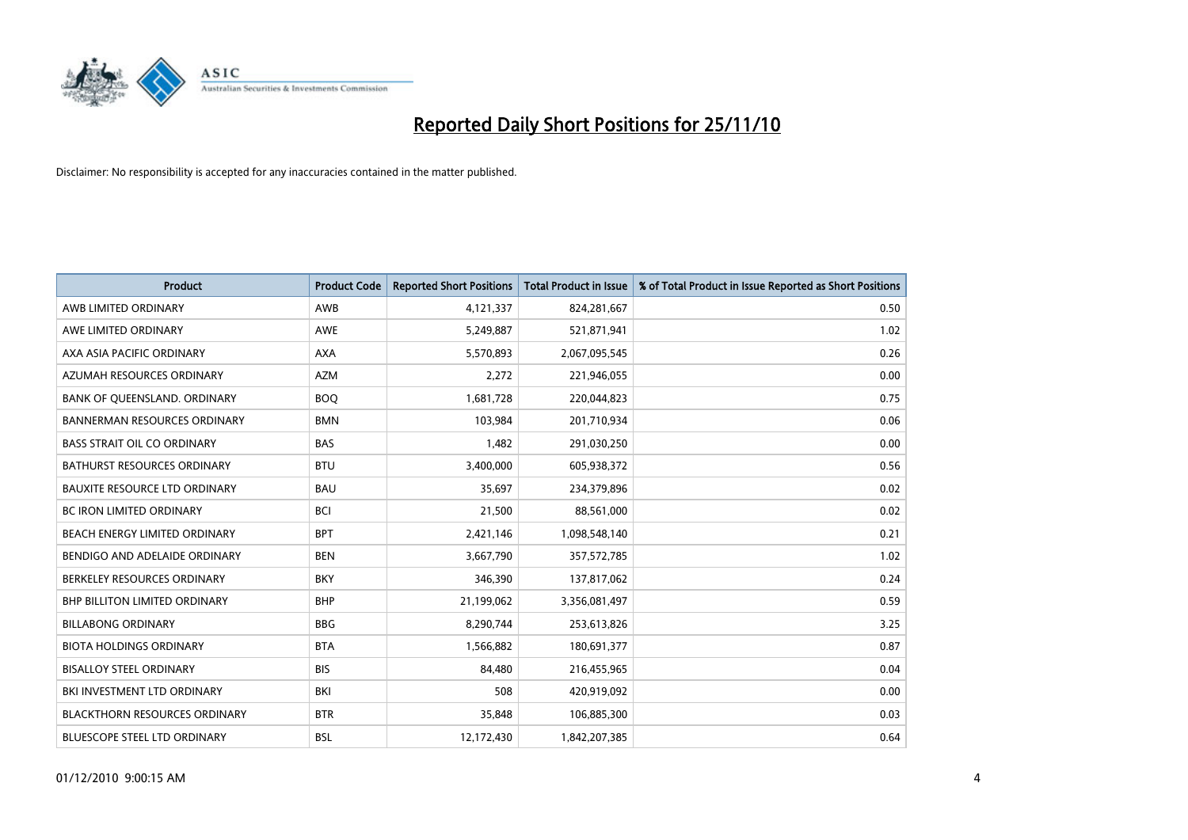# Reported Daily Short Positions for 25/11/10

Disclaimer: No responsibility is accepted for any inaccuracies contained in the matter published.

| Product | Product Code | Reported Short Positions | Total Product in Issue | % of Total Product in Issue Reported as Short Positions |
|---|---|---|---|---|
| AWB LIMITED ORDINARY | AWB | 4,121,337 | 824,281,667 | 0.50 |
| AWE LIMITED ORDINARY | AWE | 5,249,887 | 521,871,941 | 1.02 |
| AXA ASIA PACIFIC ORDINARY | AXA | 5,570,893 | 2,067,095,545 | 0.26 |
| AZUMAH RESOURCES ORDINARY | AZM | 2,272 | 221,946,055 | 0.00 |
| BANK OF QUEENSLAND. ORDINARY | BOQ | 1,681,728 | 220,044,823 | 0.75 |
| BANNERMAN RESOURCES ORDINARY | BMN | 103,984 | 201,710,934 | 0.06 |
| BASS STRAIT OIL CO ORDINARY | BAS | 1,482 | 291,030,250 | 0.00 |
| BATHURST RESOURCES ORDINARY | BTU | 3,400,000 | 605,938,372 | 0.56 |
| BAUXITE RESOURCE LTD ORDINARY | BAU | 35,697 | 234,379,896 | 0.02 |
| BC IRON LIMITED ORDINARY | BCI | 21,500 | 88,561,000 | 0.02 |
| BEACH ENERGY LIMITED ORDINARY | BPT | 2,421,146 | 1,098,548,140 | 0.21 |
| BENDIGO AND ADELAIDE ORDINARY | BEN | 3,667,790 | 357,572,785 | 1.02 |
| BERKELEY RESOURCES ORDINARY | BKY | 346,390 | 137,817,062 | 0.24 |
| BHP BILLITON LIMITED ORDINARY | BHP | 21,199,062 | 3,356,081,497 | 0.59 |
| BILLABONG ORDINARY | BBG | 8,290,744 | 253,613,826 | 3.25 |
| BIOTA HOLDINGS ORDINARY | BTA | 1,566,882 | 180,691,377 | 0.87 |
| BISALLOY STEEL ORDINARY | BIS | 84,480 | 216,455,965 | 0.04 |
| BKI INVESTMENT LTD ORDINARY | BKI | 508 | 420,919,092 | 0.00 |
| BLACKTHORN RESOURCES ORDINARY | BTR | 35,848 | 106,885,300 | 0.03 |
| BLUESCOPE STEEL LTD ORDINARY | BSL | 12,172,430 | 1,842,207,385 | 0.64 |

01/12/2010 9:00:15 AM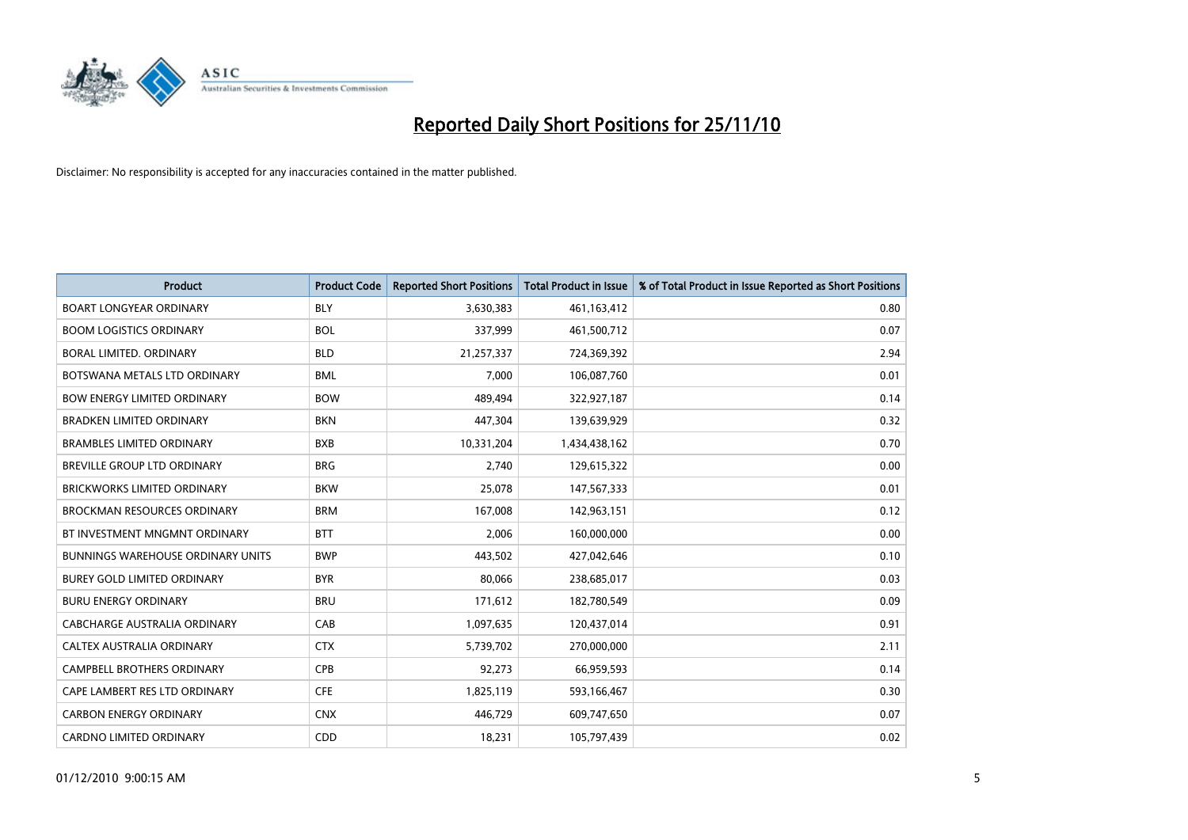# Reported Daily Short Positions for 25/11/10

Disclaimer: No responsibility is accepted for any inaccuracies contained in the matter published.

| Product | Product Code | Reported Short Positions | Total Product in Issue | % of Total Product in Issue Reported as Short Positions |
|---|---|---|---|---|
| BOART LONGYEAR ORDINARY | BLY | 3,630,383 | 461,163,412 | 0.80 |
| BOOM LOGISTICS ORDINARY | BOL | 337,999 | 461,500,712 | 0.07 |
| BORAL LIMITED. ORDINARY | BLD | 21,257,337 | 724,369,392 | 2.94 |
| BOTSWANA METALS LTD ORDINARY | BML | 7,000 | 106,087,760 | 0.01 |
| BOW ENERGY LIMITED ORDINARY | BOW | 489,494 | 322,927,187 | 0.14 |
| BRADKEN LIMITED ORDINARY | BKN | 447,304 | 139,639,929 | 0.32 |
| BRAMBLES LIMITED ORDINARY | BXB | 10,331,204 | 1,434,438,162 | 0.70 |
| BREVILLE GROUP LTD ORDINARY | BRG | 2,740 | 129,615,322 | 0.00 |
| BRICKWORKS LIMITED ORDINARY | BKW | 25,078 | 147,567,333 | 0.01 |
| BROCKMAN RESOURCES ORDINARY | BRM | 167,008 | 142,963,151 | 0.12 |
| BT INVESTMENT MNGMNT ORDINARY | BTT | 2,006 | 160,000,000 | 0.00 |
| BUNNINGS WAREHOUSE ORDINARY UNITS | BWP | 443,502 | 427,042,646 | 0.10 |
| BUREY GOLD LIMITED ORDINARY | BYR | 80,066 | 238,685,017 | 0.03 |
| BURU ENERGY ORDINARY | BRU | 171,612 | 182,780,549 | 0.09 |
| CABCHARGE AUSTRALIA ORDINARY | CAB | 1,097,635 | 120,437,014 | 0.91 |
| CALTEX AUSTRALIA ORDINARY | CTX | 5,739,702 | 270,000,000 | 2.11 |
| CAMPBELL BROTHERS ORDINARY | CPB | 92,273 | 66,959,593 | 0.14 |
| CAPE LAMBERT RES LTD ORDINARY | CFE | 1,825,119 | 593,166,467 | 0.30 |
| CARBON ENERGY ORDINARY | CNX | 446,729 | 609,747,650 | 0.07 |
| CARDNO LIMITED ORDINARY | CDD | 18,231 | 105,797,439 | 0.02 |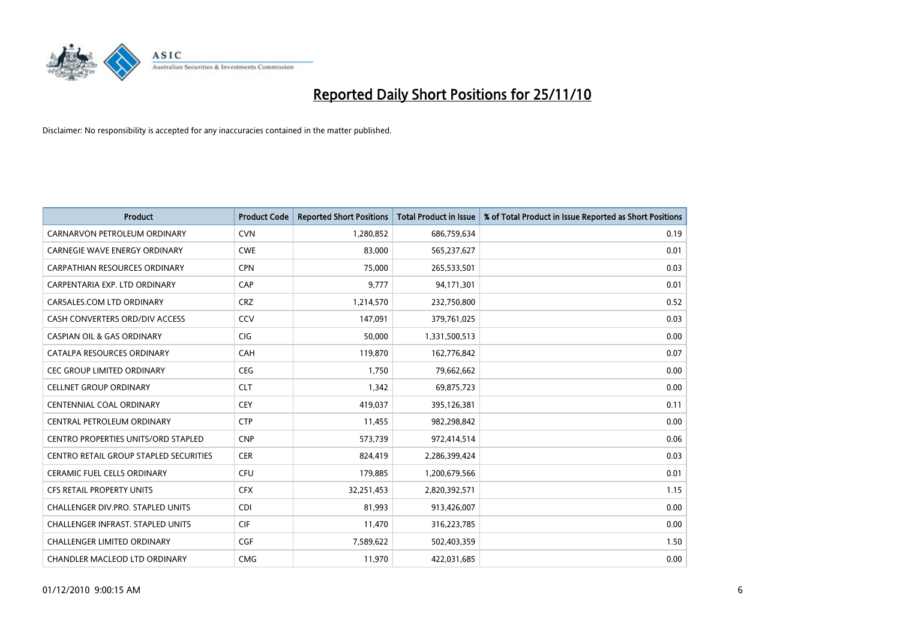# Reported Daily Short Positions for 25/11/10

Disclaimer: No responsibility is accepted for any inaccuracies contained in the matter published.

| Product | Product Code | Reported Short Positions | Total Product in Issue | % of Total Product in Issue Reported as Short Positions |
|---|---|---|---|---|
| CARNARVON PETROLEUM ORDINARY | CVN | 1,280,852 | 686,759,634 | 0.19 |
| CARNEGIE WAVE ENERGY ORDINARY | CWE | 83,000 | 565,237,627 | 0.01 |
| CARPATHIAN RESOURCES ORDINARY | CPN | 75,000 | 265,533,501 | 0.03 |
| CARPENTARIA EXP. LTD ORDINARY | CAP | 9,777 | 94,171,301 | 0.01 |
| CARSALES.COM LTD ORDINARY | CRZ | 1,214,570 | 232,750,800 | 0.52 |
| CASH CONVERTERS ORD/DIV ACCESS | CCV | 147,091 | 379,761,025 | 0.03 |
| CASPIAN OIL & GAS ORDINARY | CIG | 50,000 | 1,331,500,513 | 0.00 |
| CATALPA RESOURCES ORDINARY | CAH | 119,870 | 162,776,842 | 0.07 |
| CEC GROUP LIMITED ORDINARY | CEG | 1,750 | 79,662,662 | 0.00 |
| CELLNET GROUP ORDINARY | CLT | 1,342 | 69,875,723 | 0.00 |
| CENTENNIAL COAL ORDINARY | CEY | 419,037 | 395,126,381 | 0.11 |
| CENTRAL PETROLEUM ORDINARY | CTP | 11,455 | 982,298,842 | 0.00 |
| CENTRO PROPERTIES UNITS/ORD STAPLED | CNP | 573,739 | 972,414,514 | 0.06 |
| CENTRO RETAIL GROUP STAPLED SECURITIES | CER | 824,419 | 2,286,399,424 | 0.03 |
| CERAMIC FUEL CELLS ORDINARY | CFU | 179,885 | 1,200,679,566 | 0.01 |
| CFS RETAIL PROPERTY UNITS | CFX | 32,251,453 | 2,820,392,571 | 1.15 |
| CHALLENGER DIV.PRO. STAPLED UNITS | CDI | 81,993 | 913,426,007 | 0.00 |
| CHALLENGER INFRAST. STAPLED UNITS | CIF | 11,470 | 316,223,785 | 0.00 |
| CHALLENGER LIMITED ORDINARY | CGF | 7,589,622 | 502,403,359 | 1.50 |
| CHANDLER MACLEOD LTD ORDINARY | CMG | 11,970 | 422,031,685 | 0.00 |

01/12/2010 9:00:15 AM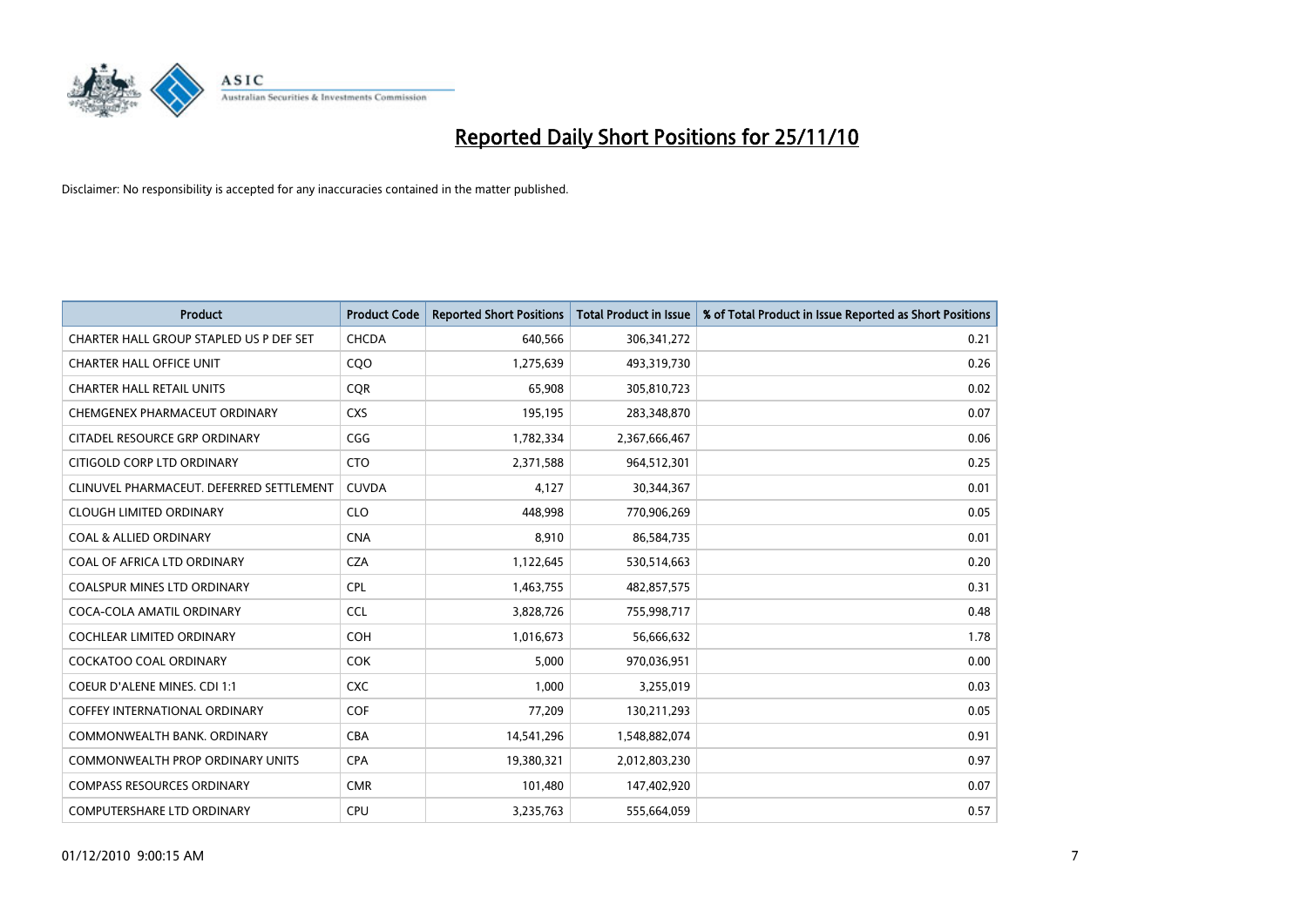# Reported Daily Short Positions for 25/11/10

Disclaimer: No responsibility is accepted for any inaccuracies contained in the matter published.

| Product | Product Code | Reported Short Positions | Total Product in Issue | % of Total Product in Issue Reported as Short Positions |
|---|---|---|---|---|
| CHARTER HALL GROUP STAPLED US P DEF SET | CHCDA | 640,566 | 306,341,272 | 0.21 |
| CHARTER HALL OFFICE UNIT | CQO | 1,275,639 | 493,319,730 | 0.26 |
| CHARTER HALL RETAIL UNITS | CQR | 65,908 | 305,810,723 | 0.02 |
| CHEMGENEX PHARMACEUT ORDINARY | CXS | 195,195 | 283,348,870 | 0.07 |
| CITADEL RESOURCE GRP ORDINARY | CGG | 1,782,334 | 2,367,666,467 | 0.06 |
| CITIGOLD CORP LTD ORDINARY | CTO | 2,371,588 | 964,512,301 | 0.25 |
| CLINUVEL PHARMACEUT. DEFERRED SETTLEMENT | CUVDA | 4,127 | 30,344,367 | 0.01 |
| CLOUGH LIMITED ORDINARY | CLO | 448,998 | 770,906,269 | 0.05 |
| COAL & ALLIED ORDINARY | CNA | 8,910 | 86,584,735 | 0.01 |
| COAL OF AFRICA LTD ORDINARY | CZA | 1,122,645 | 530,514,663 | 0.20 |
| COALSPUR MINES LTD ORDINARY | CPL | 1,463,755 | 482,857,575 | 0.31 |
| COCA-COLA AMATIL ORDINARY | CCL | 3,828,726 | 755,998,717 | 0.48 |
| COCHLEAR LIMITED ORDINARY | COH | 1,016,673 | 56,666,632 | 1.78 |
| COCKATOO COAL ORDINARY | COK | 5,000 | 970,036,951 | 0.00 |
| COEUR D'ALENE MINES. CDI 1:1 | CXC | 1,000 | 3,255,019 | 0.03 |
| COFFEY INTERNATIONAL ORDINARY | COF | 77,209 | 130,211,293 | 0.05 |
| COMMONWEALTH BANK. ORDINARY | CBA | 14,541,296 | 1,548,882,074 | 0.91 |
| COMMONWEALTH PROP ORDINARY UNITS | CPA | 19,380,321 | 2,012,803,230 | 0.97 |
| COMPASS RESOURCES ORDINARY | CMR | 101,480 | 147,402,920 | 0.07 |
| COMPUTERSHARE LTD ORDINARY | CPU | 3,235,763 | 555,664,059 | 0.57 |

01/12/2010 9:00:15 AM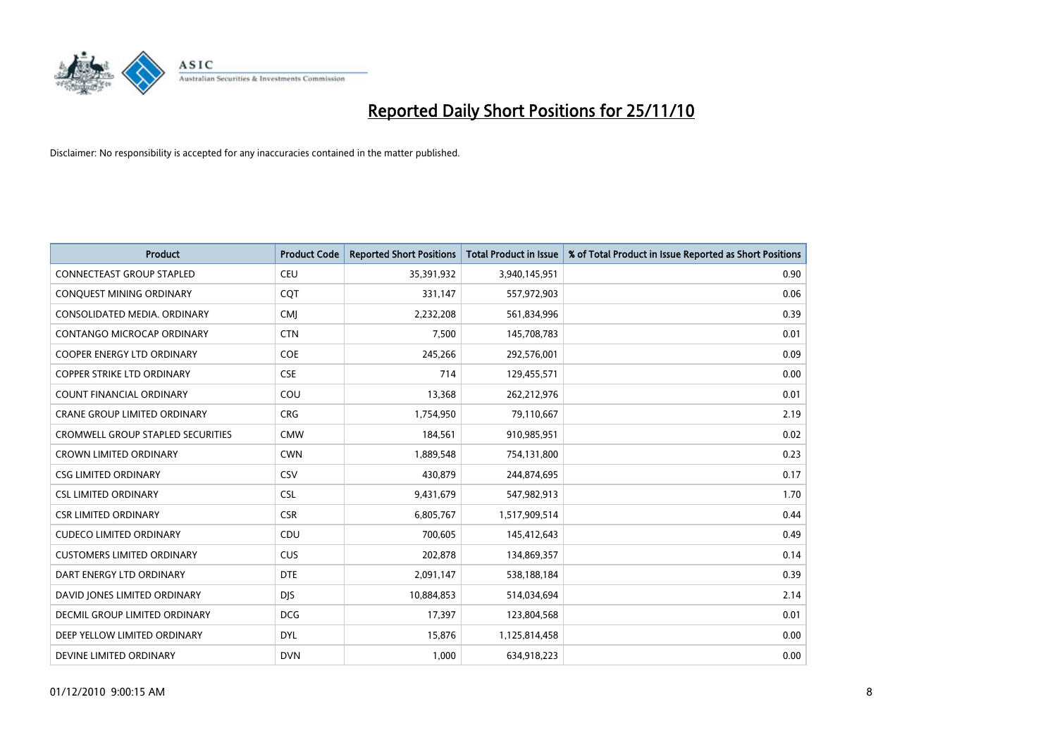# Reported Daily Short Positions for 25/11/10

Disclaimer: No responsibility is accepted for any inaccuracies contained in the matter published.

| Product | Product Code | Reported Short Positions | Total Product in Issue | % of Total Product in Issue Reported as Short Positions |
|---|---|---|---|---|
| CONNECTEAST GROUP STAPLED | CEU | 35,391,932 | 3,940,145,951 | 0.90 |
| CONQUEST MINING ORDINARY | CQT | 331,147 | 557,972,903 | 0.06 |
| CONSOLIDATED MEDIA. ORDINARY | CMJ | 2,232,208 | 561,834,996 | 0.39 |
| CONTANGO MICROCAP ORDINARY | CTN | 7,500 | 145,708,783 | 0.01 |
| COOPER ENERGY LTD ORDINARY | COE | 245,266 | 292,576,001 | 0.09 |
| COPPER STRIKE LTD ORDINARY | CSE | 714 | 129,455,571 | 0.00 |
| COUNT FINANCIAL ORDINARY | COU | 13,368 | 262,212,976 | 0.01 |
| CRANE GROUP LIMITED ORDINARY | CRG | 1,754,950 | 79,110,667 | 2.19 |
| CROMWELL GROUP STAPLED SECURITIES | CMW | 184,561 | 910,985,951 | 0.02 |
| CROWN LIMITED ORDINARY | CWN | 1,889,548 | 754,131,800 | 0.23 |
| CSG LIMITED ORDINARY | CSV | 430,879 | 244,874,695 | 0.17 |
| CSL LIMITED ORDINARY | CSL | 9,431,679 | 547,982,913 | 1.70 |
| CSR LIMITED ORDINARY | CSR | 6,805,767 | 1,517,909,514 | 0.44 |
| CUDECO LIMITED ORDINARY | CDU | 700,605 | 145,412,643 | 0.49 |
| CUSTOMERS LIMITED ORDINARY | CUS | 202,878 | 134,869,357 | 0.14 |
| DART ENERGY LTD ORDINARY | DTE | 2,091,147 | 538,188,184 | 0.39 |
| DAVID JONES LIMITED ORDINARY | DJS | 10,884,853 | 514,034,694 | 2.14 |
| DECMIL GROUP LIMITED ORDINARY | DCG | 17,397 | 123,804,568 | 0.01 |
| DEEP YELLOW LIMITED ORDINARY | DYL | 15,876 | 1,125,814,458 | 0.00 |
| DEVINE LIMITED ORDINARY | DVN | 1,000 | 634,918,223 | 0.00 |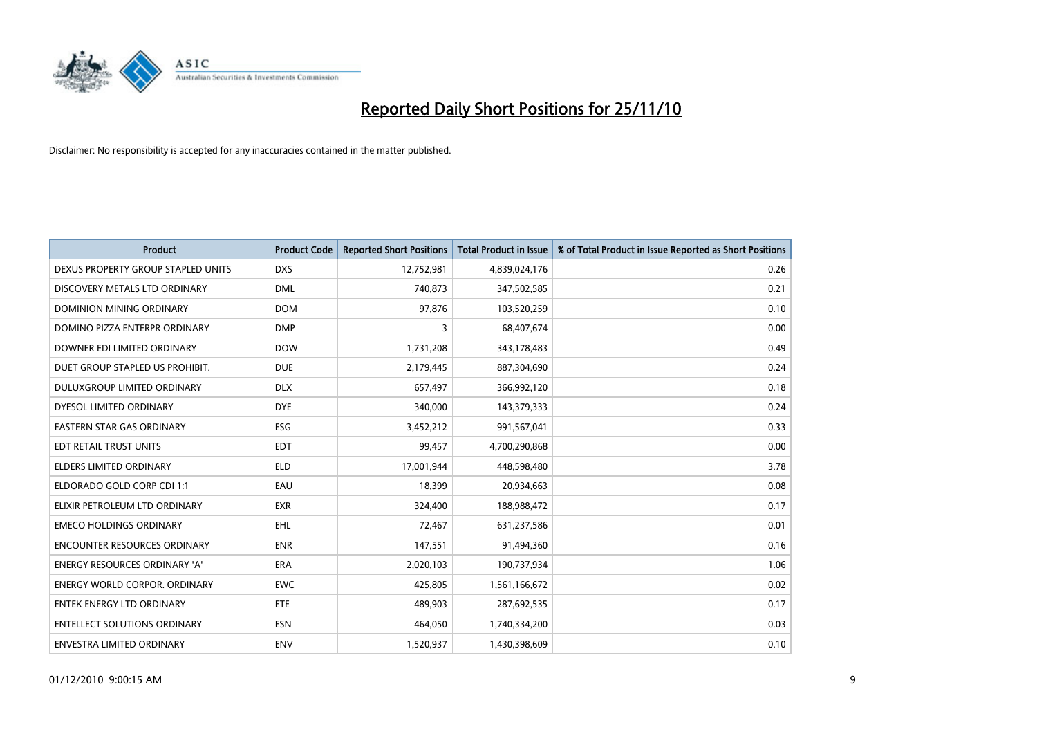# Reported Daily Short Positions for 25/11/10

Disclaimer: No responsibility is accepted for any inaccuracies contained in the matter published.

| Product | Product Code | Reported Short Positions | Total Product in Issue | % of Total Product in Issue Reported as Short Positions |
|---|---|---|---|---|
| DEXUS PROPERTY GROUP STAPLED UNITS | DXS | 12,752,981 | 4,839,024,176 | 0.26 |
| DISCOVERY METALS LTD ORDINARY | DML | 740,873 | 347,502,585 | 0.21 |
| DOMINION MINING ORDINARY | DOM | 97,876 | 103,520,259 | 0.10 |
| DOMINO PIZZA ENTERPR ORDINARY | DMP | 3 | 68,407,674 | 0.00 |
| DOWNER EDI LIMITED ORDINARY | DOW | 1,731,208 | 343,178,483 | 0.49 |
| DUET GROUP STAPLED US PROHIBIT. | DUE | 2,179,445 | 887,304,690 | 0.24 |
| DULUXGROUP LIMITED ORDINARY | DLX | 657,497 | 366,992,120 | 0.18 |
| DYESOL LIMITED ORDINARY | DYE | 340,000 | 143,379,333 | 0.24 |
| EASTERN STAR GAS ORDINARY | ESG | 3,452,212 | 991,567,041 | 0.33 |
| EDT RETAIL TRUST UNITS | EDT | 99,457 | 4,700,290,868 | 0.00 |
| ELDERS LIMITED ORDINARY | ELD | 17,001,944 | 448,598,480 | 3.78 |
| ELDORADO GOLD CORP CDI 1:1 | EAU | 18,399 | 20,934,663 | 0.08 |
| ELIXIR PETROLEUM LTD ORDINARY | EXR | 324,400 | 188,988,472 | 0.17 |
| EMECO HOLDINGS ORDINARY | EHL | 72,467 | 631,237,586 | 0.01 |
| ENCOUNTER RESOURCES ORDINARY | ENR | 147,551 | 91,494,360 | 0.16 |
| ENERGY RESOURCES ORDINARY 'A' | ERA | 2,020,103 | 190,737,934 | 1.06 |
| ENERGY WORLD CORPOR. ORDINARY | EWC | 425,805 | 1,561,166,672 | 0.02 |
| ENTEK ENERGY LTD ORDINARY | ETE | 489,903 | 287,692,535 | 0.17 |
| ENTELLECT SOLUTIONS ORDINARY | ESN | 464,050 | 1,740,334,200 | 0.03 |
| ENVESTRA LIMITED ORDINARY | ENV | 1,520,937 | 1,430,398,609 | 0.10 |

01/12/2010 9:00:15 AM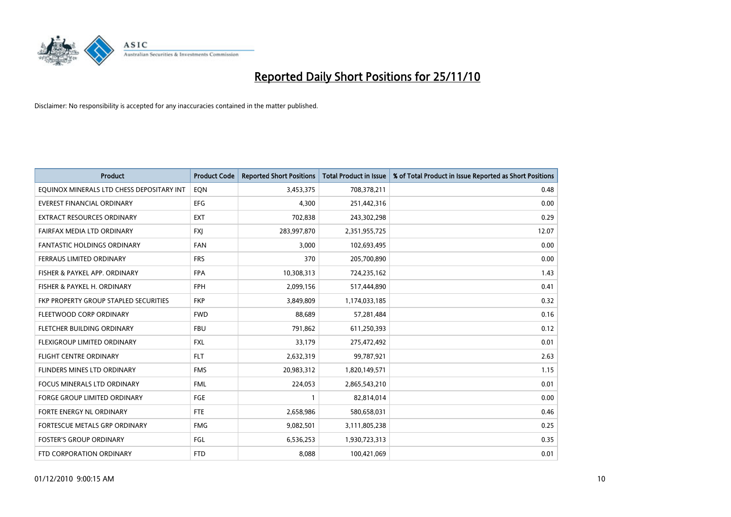# Reported Daily Short Positions for 25/11/10

Disclaimer: No responsibility is accepted for any inaccuracies contained in the matter published.

| Product | Product Code | Reported Short Positions | Total Product in Issue | % of Total Product in Issue Reported as Short Positions |
|---|---|---|---|---|
| EQUINOX MINERALS LTD CHESS DEPOSITARY INT | EQN | 3,453,375 | 708,378,211 | 0.48 |
| EVEREST FINANCIAL ORDINARY | EFG | 4,300 | 251,442,316 | 0.00 |
| EXTRACT RESOURCES ORDINARY | EXT | 702,838 | 243,302,298 | 0.29 |
| FAIRFAX MEDIA LTD ORDINARY | FXJ | 283,997,870 | 2,351,955,725 | 12.07 |
| FANTASTIC HOLDINGS ORDINARY | FAN | 3,000 | 102,693,495 | 0.00 |
| FERRAUS LIMITED ORDINARY | FRS | 370 | 205,700,890 | 0.00 |
| FISHER & PAYKEL APP. ORDINARY | FPA | 10,308,313 | 724,235,162 | 1.43 |
| FISHER & PAYKEL H. ORDINARY | FPH | 2,099,156 | 517,444,890 | 0.41 |
| FKP PROPERTY GROUP STAPLED SECURITIES | FKP | 3,849,809 | 1,174,033,185 | 0.32 |
| FLEETWOOD CORP ORDINARY | FWD | 88,689 | 57,281,484 | 0.16 |
| FLETCHER BUILDING ORDINARY | FBU | 791,862 | 611,250,393 | 0.12 |
| FLEXIGROUP LIMITED ORDINARY | FXL | 33,179 | 275,472,492 | 0.01 |
| FLIGHT CENTRE ORDINARY | FLT | 2,632,319 | 99,787,921 | 2.63 |
| FLINDERS MINES LTD ORDINARY | FMS | 20,983,312 | 1,820,149,571 | 1.15 |
| FOCUS MINERALS LTD ORDINARY | FML | 224,053 | 2,865,543,210 | 0.01 |
| FORGE GROUP LIMITED ORDINARY | FGE | 1 | 82,814,014 | 0.00 |
| FORTE ENERGY NL ORDINARY | FTE | 2,658,986 | 580,658,031 | 0.46 |
| FORTESCUE METALS GRP ORDINARY | FMG | 9,082,501 | 3,111,805,238 | 0.25 |
| FOSTER'S GROUP ORDINARY | FGL | 6,536,253 | 1,930,723,313 | 0.35 |
| FTD CORPORATION ORDINARY | FTD | 8,088 | 100,421,069 | 0.01 |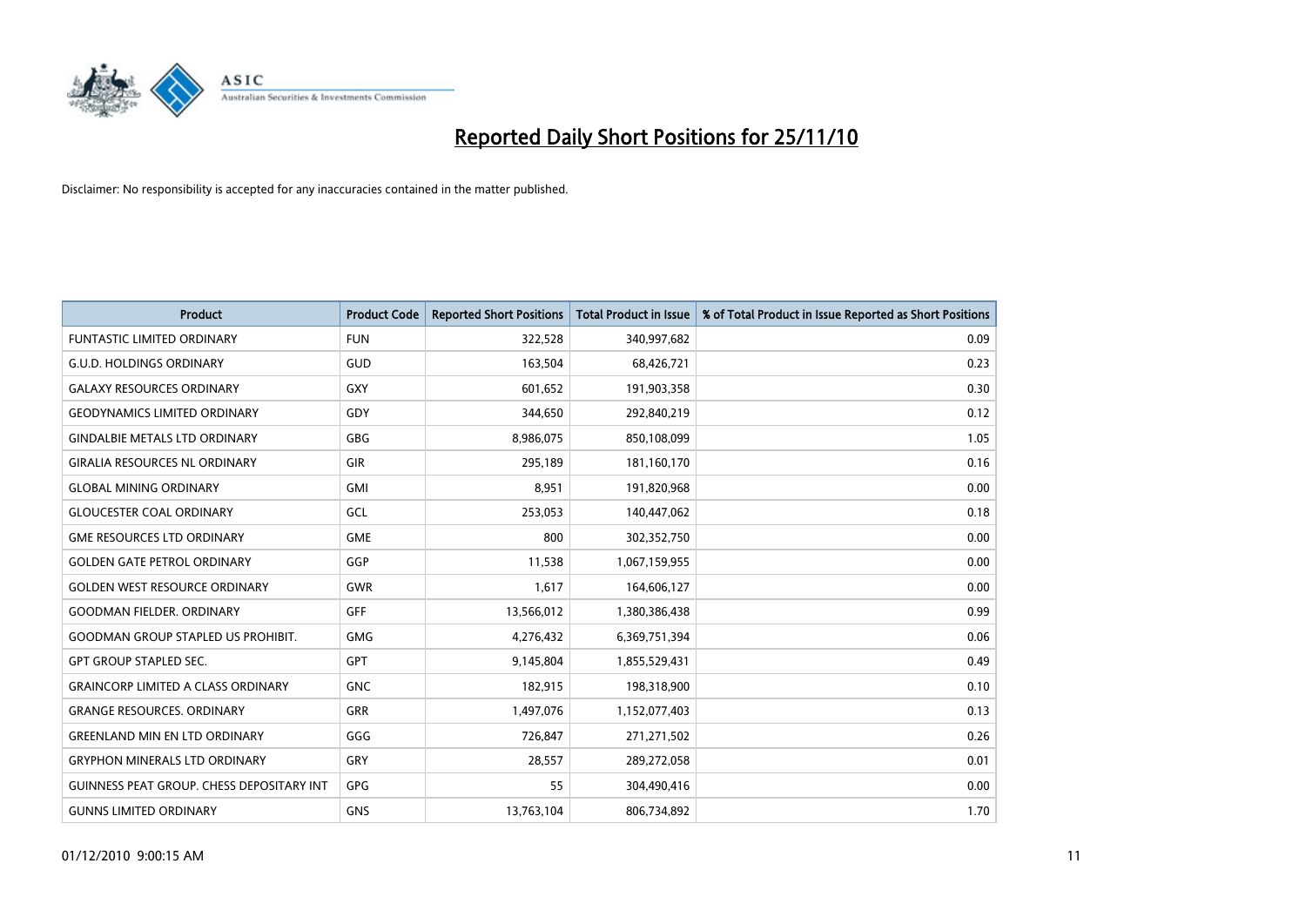# Reported Daily Short Positions for 25/11/10

Disclaimer: No responsibility is accepted for any inaccuracies contained in the matter published.

| Product | Product Code | Reported Short Positions | Total Product in Issue | % of Total Product in Issue Reported as Short Positions |
|---|---|---|---|---|
| FUNTASTIC LIMITED ORDINARY | FUN | 322,528 | 340,997,682 | 0.09 |
| G.U.D. HOLDINGS ORDINARY | GUD | 163,504 | 68,426,721 | 0.23 |
| GALAXY RESOURCES ORDINARY | GXY | 601,652 | 191,903,358 | 0.30 |
| GEODYNAMICS LIMITED ORDINARY | GDY | 344,650 | 292,840,219 | 0.12 |
| GINDALBIE METALS LTD ORDINARY | GBG | 8,986,075 | 850,108,099 | 1.05 |
| GIRALIA RESOURCES NL ORDINARY | GIR | 295,189 | 181,160,170 | 0.16 |
| GLOBAL MINING ORDINARY | GMI | 8,951 | 191,820,968 | 0.00 |
| GLOUCESTER COAL ORDINARY | GCL | 253,053 | 140,447,062 | 0.18 |
| GME RESOURCES LTD ORDINARY | GME | 800 | 302,352,750 | 0.00 |
| GOLDEN GATE PETROL ORDINARY | GGP | 11,538 | 1,067,159,955 | 0.00 |
| GOLDEN WEST RESOURCE ORDINARY | GWR | 1,617 | 164,606,127 | 0.00 |
| GOODMAN FIELDER. ORDINARY | GFF | 13,566,012 | 1,380,386,438 | 0.99 |
| GOODMAN GROUP STAPLED US PROHIBIT. | GMG | 4,276,432 | 6,369,751,394 | 0.06 |
| GPT GROUP STAPLED SEC. | GPT | 9,145,804 | 1,855,529,431 | 0.49 |
| GRAINCORP LIMITED A CLASS ORDINARY | GNC | 182,915 | 198,318,900 | 0.10 |
| GRANGE RESOURCES. ORDINARY | GRR | 1,497,076 | 1,152,077,403 | 0.13 |
| GREENLAND MIN EN LTD ORDINARY | GGG | 726,847 | 271,271,502 | 0.26 |
| GRYPHON MINERALS LTD ORDINARY | GRY | 28,557 | 289,272,058 | 0.01 |
| GUINNESS PEAT GROUP. CHESS DEPOSITARY INT | GPG | 55 | 304,490,416 | 0.00 |
| GUNNS LIMITED ORDINARY | GNS | 13,763,104 | 806,734,892 | 1.70 |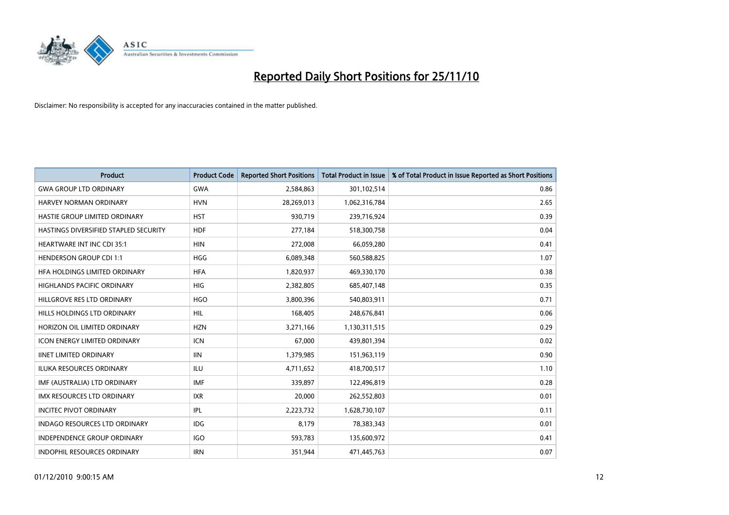# Reported Daily Short Positions for 25/11/10

Disclaimer: No responsibility is accepted for any inaccuracies contained in the matter published.

| Product | Product Code | Reported Short Positions | Total Product in Issue | % of Total Product in Issue Reported as Short Positions |
|---|---|---|---|---|
| GWA GROUP LTD ORDINARY | GWA | 2,584,863 | 301,102,514 | 0.86 |
| HARVEY NORMAN ORDINARY | HVN | 28,269,013 | 1,062,316,784 | 2.65 |
| HASTIE GROUP LIMITED ORDINARY | HST | 930,719 | 239,716,924 | 0.39 |
| HASTINGS DIVERSIFIED STAPLED SECURITY | HDF | 277,184 | 518,300,758 | 0.04 |
| HEARTWARE INT INC CDI 35:1 | HIN | 272,008 | 66,059,280 | 0.41 |
| HENDERSON GROUP CDI 1:1 | HGG | 6,089,348 | 560,588,825 | 1.07 |
| HFA HOLDINGS LIMITED ORDINARY | HFA | 1,820,937 | 469,330,170 | 0.38 |
| HIGHLANDS PACIFIC ORDINARY | HIG | 2,382,805 | 685,407,148 | 0.35 |
| HILLGROVE RES LTD ORDINARY | HGO | 3,800,396 | 540,803,911 | 0.71 |
| HILLS HOLDINGS LTD ORDINARY | HIL | 168,405 | 248,676,841 | 0.06 |
| HORIZON OIL LIMITED ORDINARY | HZN | 3,271,166 | 1,130,311,515 | 0.29 |
| ICON ENERGY LIMITED ORDINARY | ICN | 67,000 | 439,801,394 | 0.02 |
| IINET LIMITED ORDINARY | IIN | 1,379,985 | 151,963,119 | 0.90 |
| ILUKA RESOURCES ORDINARY | ILU | 4,711,652 | 418,700,517 | 1.10 |
| IMF (AUSTRALIA) LTD ORDINARY | IMF | 339,897 | 122,496,819 | 0.28 |
| IMX RESOURCES LTD ORDINARY | IXR | 20,000 | 262,552,803 | 0.01 |
| INCITEC PIVOT ORDINARY | IPL | 2,223,732 | 1,628,730,107 | 0.11 |
| INDAGO RESOURCES LTD ORDINARY | IDG | 8,179 | 78,383,343 | 0.01 |
| INDEPENDENCE GROUP ORDINARY | IGO | 593,783 | 135,600,972 | 0.41 |
| INDOPHIL RESOURCES ORDINARY | IRN | 351,944 | 471,445,763 | 0.07 |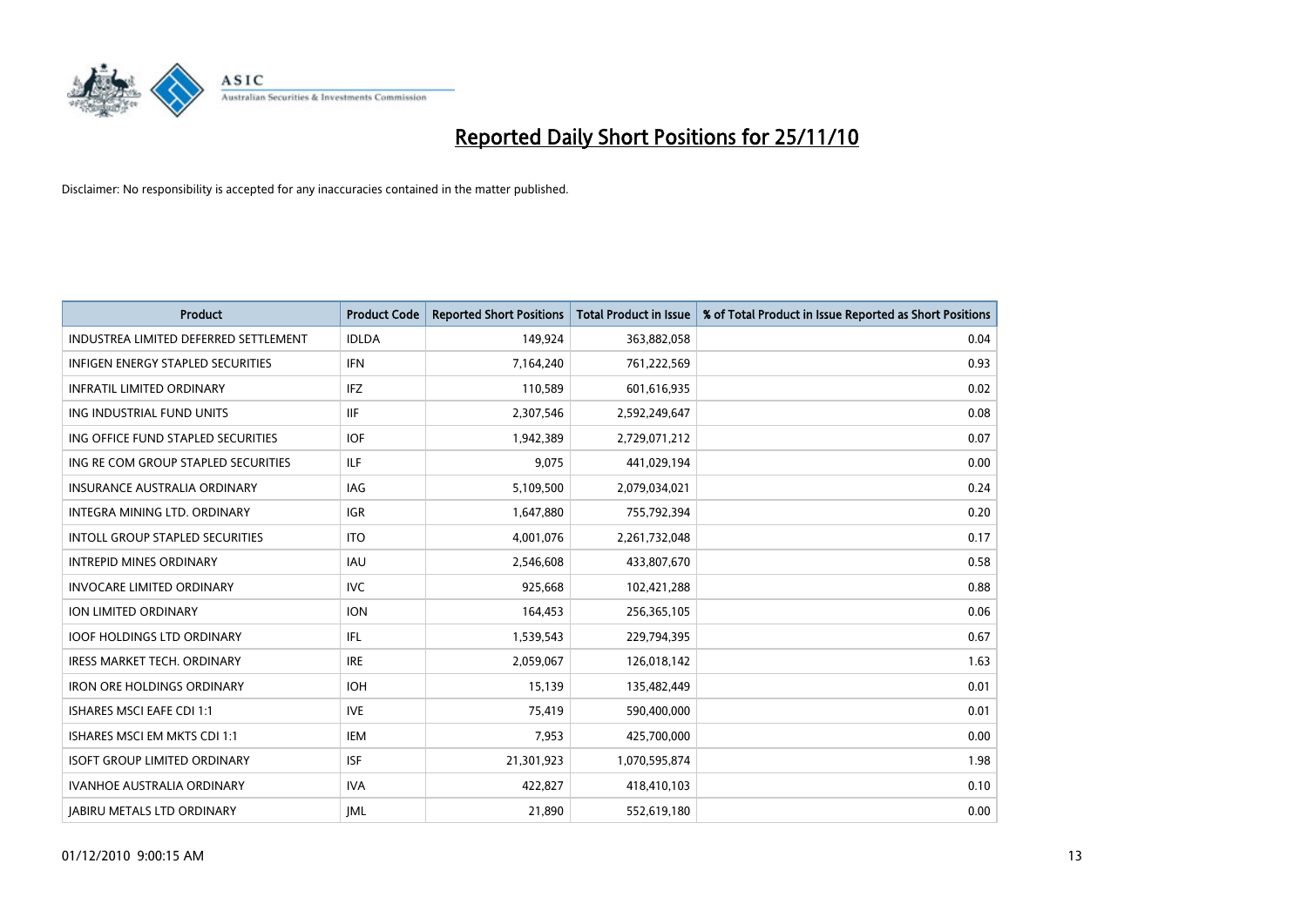# Reported Daily Short Positions for 25/11/10

Disclaimer: No responsibility is accepted for any inaccuracies contained in the matter published.

| Product | Product Code | Reported Short Positions | Total Product in Issue | % of Total Product in Issue Reported as Short Positions |
|---|---|---|---|---|
| INDUSTREA LIMITED DEFERRED SETTLEMENT | IDLDA | 149,924 | 363,882,058 | 0.04 |
| INFIGEN ENERGY STAPLED SECURITIES | IFN | 7,164,240 | 761,222,569 | 0.93 |
| INFRATIL LIMITED ORDINARY | IFZ | 110,589 | 601,616,935 | 0.02 |
| ING INDUSTRIAL FUND UNITS | IIF | 2,307,546 | 2,592,249,647 | 0.08 |
| ING OFFICE FUND STAPLED SECURITIES | IOF | 1,942,389 | 2,729,071,212 | 0.07 |
| ING RE COM GROUP STAPLED SECURITIES | ILF | 9,075 | 441,029,194 | 0.00 |
| INSURANCE AUSTRALIA ORDINARY | IAG | 5,109,500 | 2,079,034,021 | 0.24 |
| INTEGRA MINING LTD. ORDINARY | IGR | 1,647,880 | 755,792,394 | 0.20 |
| INTOLL GROUP STAPLED SECURITIES | ITO | 4,001,076 | 2,261,732,048 | 0.17 |
| INTREPID MINES ORDINARY | IAU | 2,546,608 | 433,807,670 | 0.58 |
| INVOCARE LIMITED ORDINARY | IVC | 925,668 | 102,421,288 | 0.88 |
| ION LIMITED ORDINARY | ION | 164,453 | 256,365,105 | 0.06 |
| IOOF HOLDINGS LTD ORDINARY | IFL | 1,539,543 | 229,794,395 | 0.67 |
| IRESS MARKET TECH. ORDINARY | IRE | 2,059,067 | 126,018,142 | 1.63 |
| IRON ORE HOLDINGS ORDINARY | IOH | 15,139 | 135,482,449 | 0.01 |
| ISHARES MSCI EAFE CDI 1:1 | IVE | 75,419 | 590,400,000 | 0.01 |
| ISHARES MSCI EM MKTS CDI 1:1 | IEM | 7,953 | 425,700,000 | 0.00 |
| ISOFT GROUP LIMITED ORDINARY | ISF | 21,301,923 | 1,070,595,874 | 1.98 |
| IVANHOE AUSTRALIA ORDINARY | IVA | 422,827 | 418,410,103 | 0.10 |
| JABIRU METALS LTD ORDINARY | JML | 21,890 | 552,619,180 | 0.00 |

01/12/2010 9:00:15 AM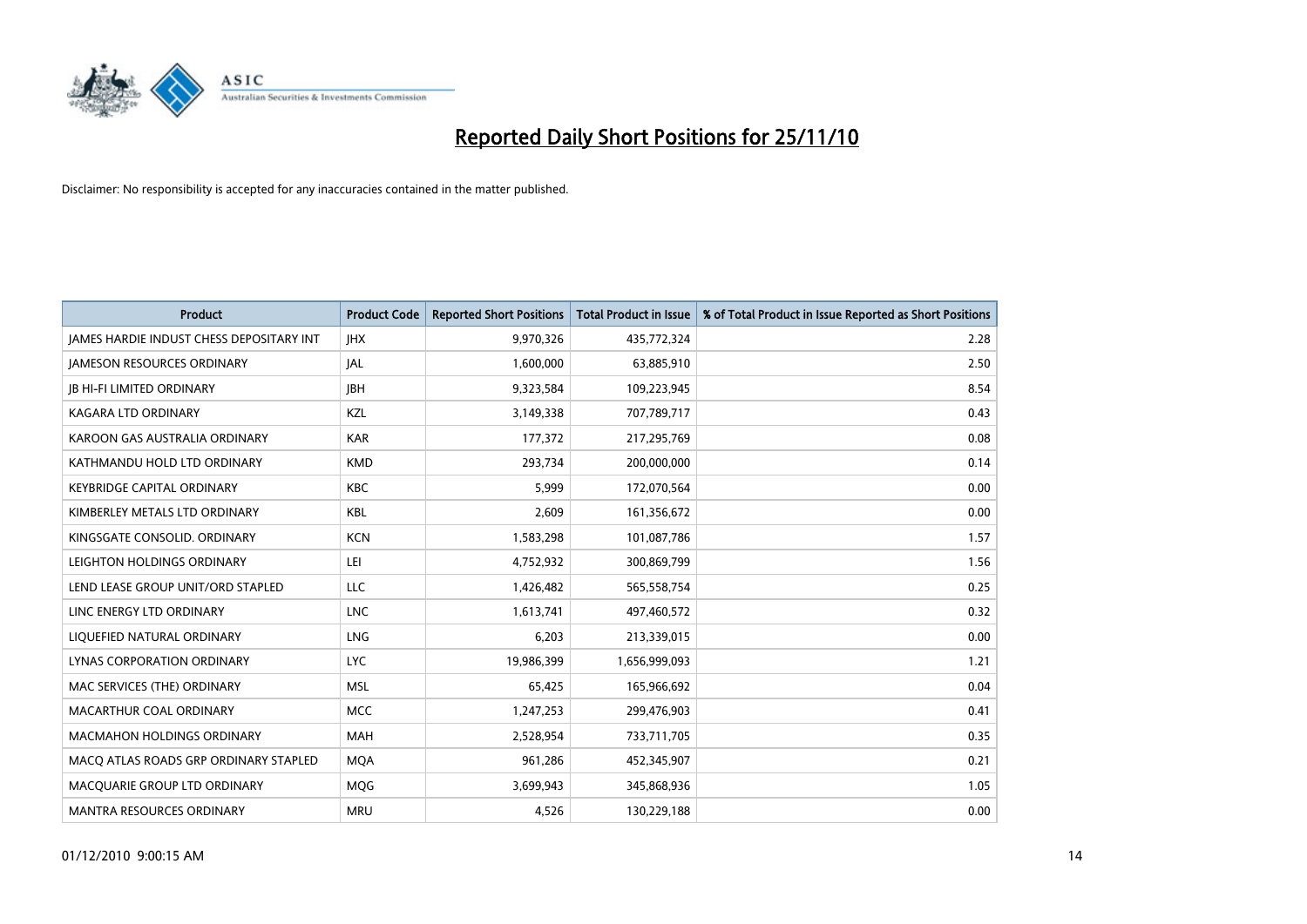# Reported Daily Short Positions for 25/11/10

Disclaimer: No responsibility is accepted for any inaccuracies contained in the matter published.

| Product | Product Code | Reported Short Positions | Total Product in Issue | % of Total Product in Issue Reported as Short Positions |
|---|---|---|---|---|
| JAMES HARDIE INDUST CHESS DEPOSITARY INT | JHX | 9,970,326 | 435,772,324 | 2.28 |
| JAMESON RESOURCES ORDINARY | JAL | 1,600,000 | 63,885,910 | 2.50 |
| JB HI-FI LIMITED ORDINARY | JBH | 9,323,584 | 109,223,945 | 8.54 |
| KAGARA LTD ORDINARY | KZL | 3,149,338 | 707,789,717 | 0.43 |
| KAROON GAS AUSTRALIA ORDINARY | KAR | 177,372 | 217,295,769 | 0.08 |
| KATHMANDU HOLD LTD ORDINARY | KMD | 293,734 | 200,000,000 | 0.14 |
| KEYBRIDGE CAPITAL ORDINARY | KBC | 5,999 | 172,070,564 | 0.00 |
| KIMBERLEY METALS LTD ORDINARY | KBL | 2,609 | 161,356,672 | 0.00 |
| KINGSGATE CONSOLID. ORDINARY | KCN | 1,583,298 | 101,087,786 | 1.57 |
| LEIGHTON HOLDINGS ORDINARY | LEI | 4,752,932 | 300,869,799 | 1.56 |
| LEND LEASE GROUP UNIT/ORD STAPLED | LLC | 1,426,482 | 565,558,754 | 0.25 |
| LINC ENERGY LTD ORDINARY | LNC | 1,613,741 | 497,460,572 | 0.32 |
| LIQUEFIED NATURAL ORDINARY | LNG | 6,203 | 213,339,015 | 0.00 |
| LYNAS CORPORATION ORDINARY | LYC | 19,986,399 | 1,656,999,093 | 1.21 |
| MAC SERVICES (THE) ORDINARY | MSL | 65,425 | 165,966,692 | 0.04 |
| MACARTHUR COAL ORDINARY | MCC | 1,247,253 | 299,476,903 | 0.41 |
| MACMAHON HOLDINGS ORDINARY | MAH | 2,528,954 | 733,711,705 | 0.35 |
| MACQ ATLAS ROADS GRP ORDINARY STAPLED | MQA | 961,286 | 452,345,907 | 0.21 |
| MACQUARIE GROUP LTD ORDINARY | MQG | 3,699,943 | 345,868,936 | 1.05 |
| MANTRA RESOURCES ORDINARY | MRU | 4,526 | 130,229,188 | 0.00 |

01/12/2010 9:00:15 AM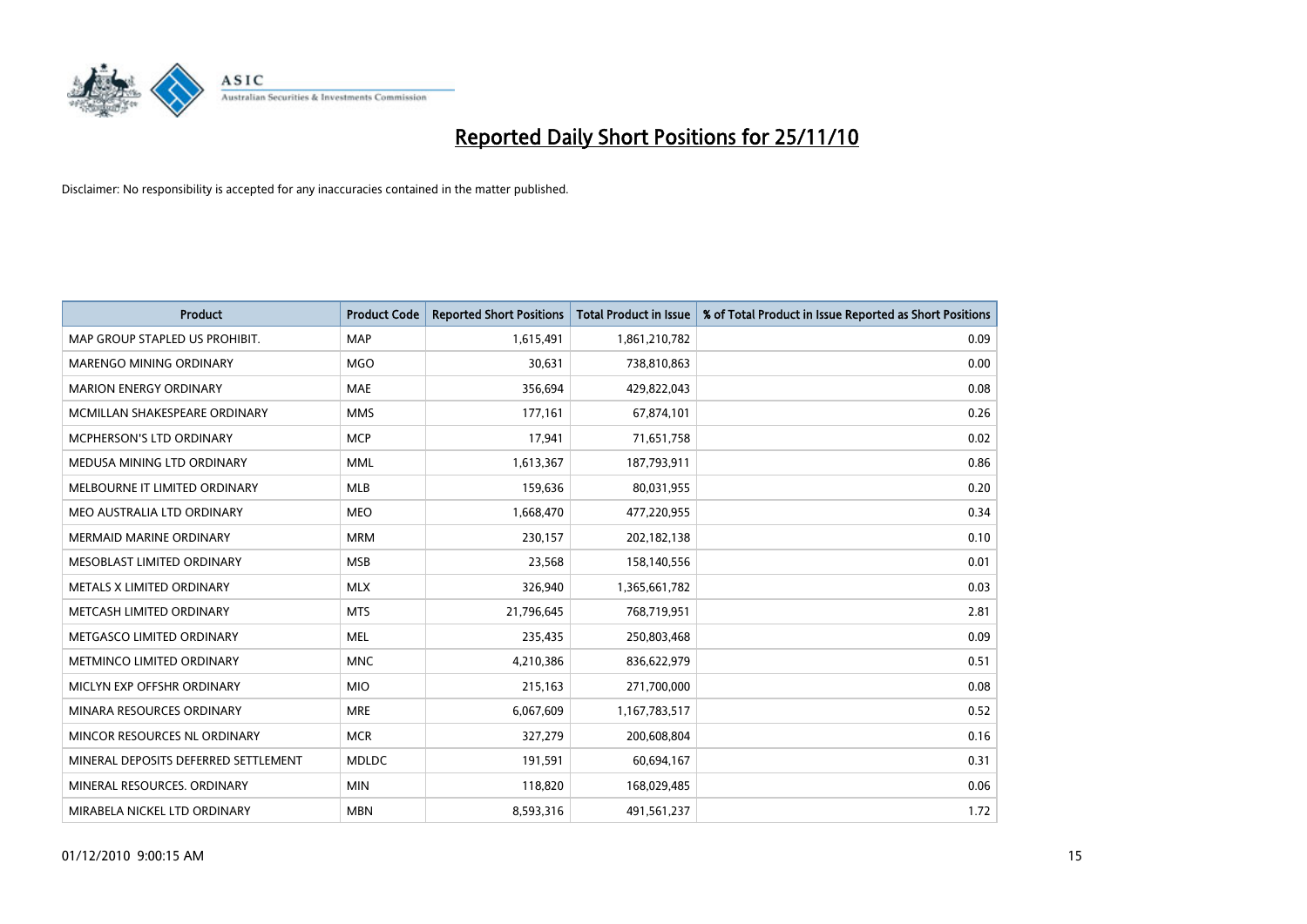# Reported Daily Short Positions for 25/11/10

Disclaimer: No responsibility is accepted for any inaccuracies contained in the matter published.

| Product | Product Code | Reported Short Positions | Total Product in Issue | % of Total Product in Issue Reported as Short Positions |
|---|---|---|---|---|
| MAP GROUP STAPLED US PROHIBIT. | MAP | 1,615,491 | 1,861,210,782 | 0.09 |
| MARENGO MINING ORDINARY | MGO | 30,631 | 738,810,863 | 0.00 |
| MARION ENERGY ORDINARY | MAE | 356,694 | 429,822,043 | 0.08 |
| MCMILLAN SHAKESPEARE ORDINARY | MMS | 177,161 | 67,874,101 | 0.26 |
| MCPHERSON'S LTD ORDINARY | MCP | 17,941 | 71,651,758 | 0.02 |
| MEDUSA MINING LTD ORDINARY | MML | 1,613,367 | 187,793,911 | 0.86 |
| MELBOURNE IT LIMITED ORDINARY | MLB | 159,636 | 80,031,955 | 0.20 |
| MEO AUSTRALIA LTD ORDINARY | MEO | 1,668,470 | 477,220,955 | 0.34 |
| MERMAID MARINE ORDINARY | MRM | 230,157 | 202,182,138 | 0.10 |
| MESOBLAST LIMITED ORDINARY | MSB | 23,568 | 158,140,556 | 0.01 |
| METALS X LIMITED ORDINARY | MLX | 326,940 | 1,365,661,782 | 0.03 |
| METCASH LIMITED ORDINARY | MTS | 21,796,645 | 768,719,951 | 2.81 |
| METGASCO LIMITED ORDINARY | MEL | 235,435 | 250,803,468 | 0.09 |
| METMINCO LIMITED ORDINARY | MNC | 4,210,386 | 836,622,979 | 0.51 |
| MICLYN EXP OFFSHR ORDINARY | MIO | 215,163 | 271,700,000 | 0.08 |
| MINARA RESOURCES ORDINARY | MRE | 6,067,609 | 1,167,783,517 | 0.52 |
| MINCOR RESOURCES NL ORDINARY | MCR | 327,279 | 200,608,804 | 0.16 |
| MINERAL DEPOSITS DEFERRED SETTLEMENT | MDLDC | 191,591 | 60,694,167 | 0.31 |
| MINERAL RESOURCES. ORDINARY | MIN | 118,820 | 168,029,485 | 0.06 |
| MIRABELA NICKEL LTD ORDINARY | MBN | 8,593,316 | 491,561,237 | 1.72 |

01/12/2010 9:00:15 AM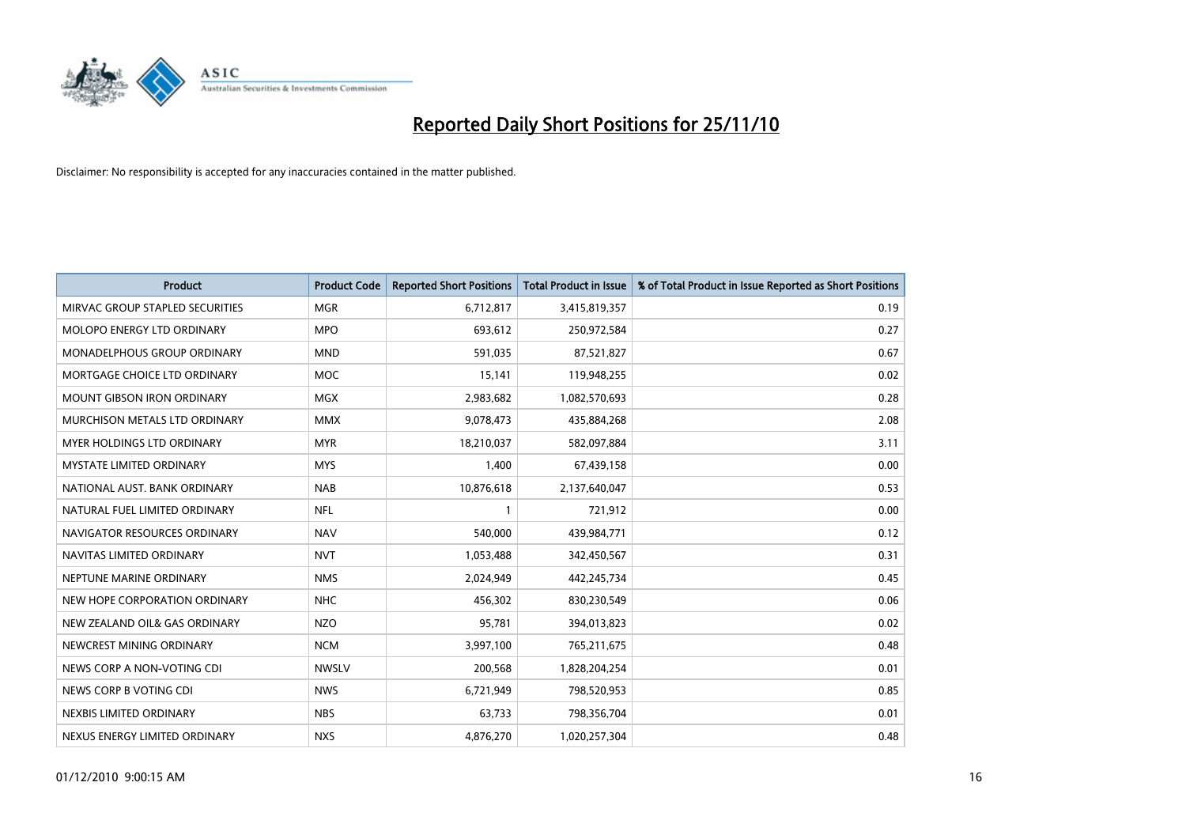# Reported Daily Short Positions for 25/11/10

Disclaimer: No responsibility is accepted for any inaccuracies contained in the matter published.

| Product | Product Code | Reported Short Positions | Total Product in Issue | % of Total Product in Issue Reported as Short Positions |
|---|---|---|---|---|
| MIRVAC GROUP STAPLED SECURITIES | MGR | 6,712,817 | 3,415,819,357 | 0.19 |
| MOLOPO ENERGY LTD ORDINARY | MPO | 693,612 | 250,972,584 | 0.27 |
| MONADELPHOUS GROUP ORDINARY | MND | 591,035 | 87,521,827 | 0.67 |
| MORTGAGE CHOICE LTD ORDINARY | MOC | 15,141 | 119,948,255 | 0.02 |
| MOUNT GIBSON IRON ORDINARY | MGX | 2,983,682 | 1,082,570,693 | 0.28 |
| MURCHISON METALS LTD ORDINARY | MMX | 9,078,473 | 435,884,268 | 2.08 |
| MYER HOLDINGS LTD ORDINARY | MYR | 18,210,037 | 582,097,884 | 3.11 |
| MYSTATE LIMITED ORDINARY | MYS | 1,400 | 67,439,158 | 0.00 |
| NATIONAL AUST. BANK ORDINARY | NAB | 10,876,618 | 2,137,640,047 | 0.53 |
| NATURAL FUEL LIMITED ORDINARY | NFL | 1 | 721,912 | 0.00 |
| NAVIGATOR RESOURCES ORDINARY | NAV | 540,000 | 439,984,771 | 0.12 |
| NAVITAS LIMITED ORDINARY | NVT | 1,053,488 | 342,450,567 | 0.31 |
| NEPTUNE MARINE ORDINARY | NMS | 2,024,949 | 442,245,734 | 0.45 |
| NEW HOPE CORPORATION ORDINARY | NHC | 456,302 | 830,230,549 | 0.06 |
| NEW ZEALAND OIL& GAS ORDINARY | NZO | 95,781 | 394,013,823 | 0.02 |
| NEWCREST MINING ORDINARY | NCM | 3,997,100 | 765,211,675 | 0.48 |
| NEWS CORP A NON-VOTING CDI | NWSLV | 200,568 | 1,828,204,254 | 0.01 |
| NEWS CORP B VOTING CDI | NWS | 6,721,949 | 798,520,953 | 0.85 |
| NEXBIS LIMITED ORDINARY | NBS | 63,733 | 798,356,704 | 0.01 |
| NEXUS ENERGY LIMITED ORDINARY | NXS | 4,876,270 | 1,020,257,304 | 0.48 |

01/12/2010 9:00:15 AM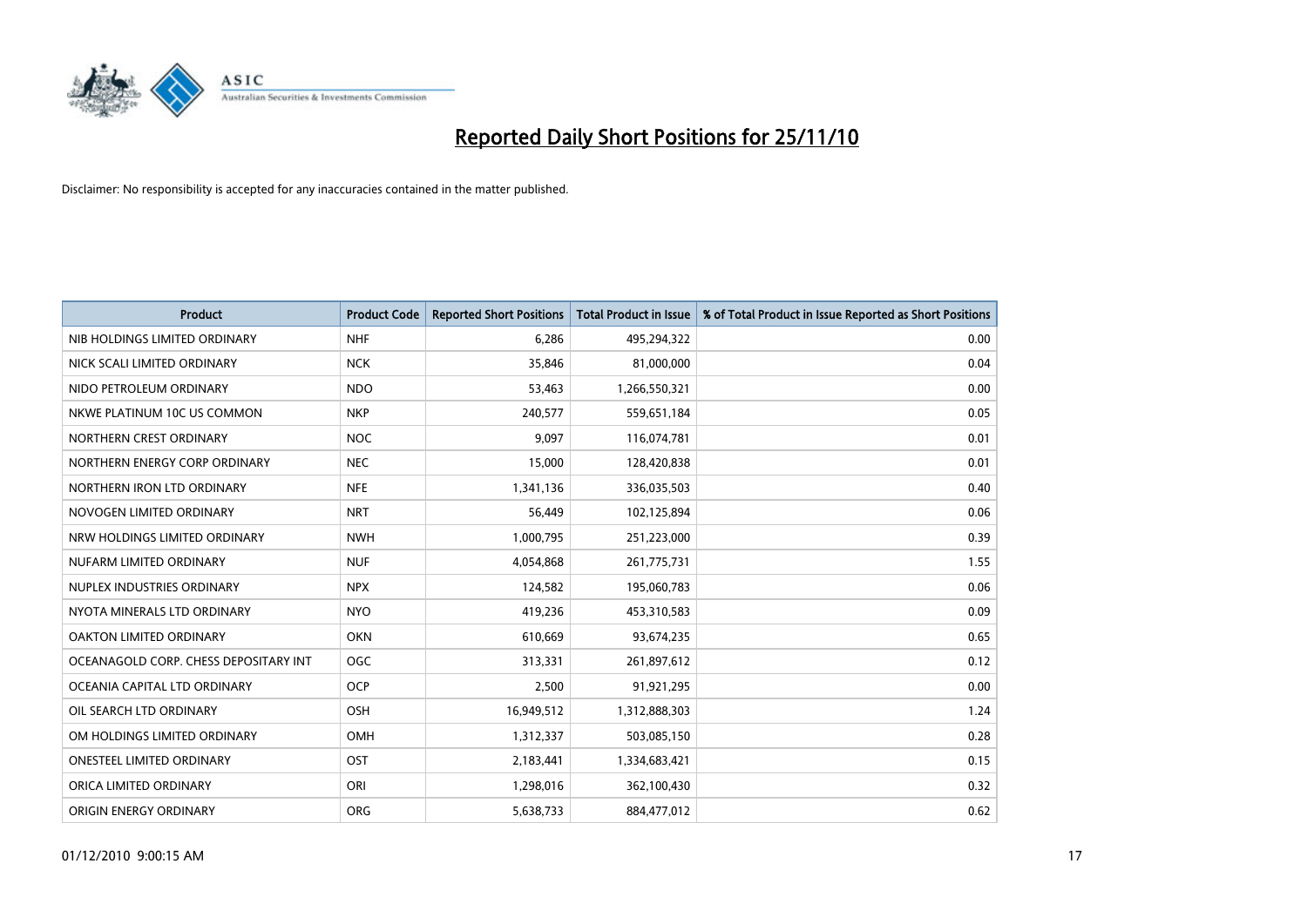# Reported Daily Short Positions for 25/11/10

Disclaimer: No responsibility is accepted for any inaccuracies contained in the matter published.

| Product | Product Code | Reported Short Positions | Total Product in Issue | % of Total Product in Issue Reported as Short Positions |
|---|---|---|---|---|
| NIB HOLDINGS LIMITED ORDINARY | NHF | 6,286 | 495,294,322 | 0.00 |
| NICK SCALI LIMITED ORDINARY | NCK | 35,846 | 81,000,000 | 0.04 |
| NIDO PETROLEUM ORDINARY | NDO | 53,463 | 1,266,550,321 | 0.00 |
| NKWE PLATINUM 10C US COMMON | NKP | 240,577 | 559,651,184 | 0.05 |
| NORTHERN CREST ORDINARY | NOC | 9,097 | 116,074,781 | 0.01 |
| NORTHERN ENERGY CORP ORDINARY | NEC | 15,000 | 128,420,838 | 0.01 |
| NORTHERN IRON LTD ORDINARY | NFE | 1,341,136 | 336,035,503 | 0.40 |
| NOVOGEN LIMITED ORDINARY | NRT | 56,449 | 102,125,894 | 0.06 |
| NRW HOLDINGS LIMITED ORDINARY | NWH | 1,000,795 | 251,223,000 | 0.39 |
| NUFARM LIMITED ORDINARY | NUF | 4,054,868 | 261,775,731 | 1.55 |
| NUPLEX INDUSTRIES ORDINARY | NPX | 124,582 | 195,060,783 | 0.06 |
| NYOTA MINERALS LTD ORDINARY | NYO | 419,236 | 453,310,583 | 0.09 |
| OAKTON LIMITED ORDINARY | OKN | 610,669 | 93,674,235 | 0.65 |
| OCEANAGOLD CORP. CHESS DEPOSITARY INT | OGC | 313,331 | 261,897,612 | 0.12 |
| OCEANIA CAPITAL LTD ORDINARY | OCP | 2,500 | 91,921,295 | 0.00 |
| OIL SEARCH LTD ORDINARY | OSH | 16,949,512 | 1,312,888,303 | 1.24 |
| OM HOLDINGS LIMITED ORDINARY | OMH | 1,312,337 | 503,085,150 | 0.28 |
| ONESTEEL LIMITED ORDINARY | OST | 2,183,441 | 1,334,683,421 | 0.15 |
| ORICA LIMITED ORDINARY | ORI | 1,298,016 | 362,100,430 | 0.32 |
| ORIGIN ENERGY ORDINARY | ORG | 5,638,733 | 884,477,012 | 0.62 |

01/12/2010 9:00:15 AM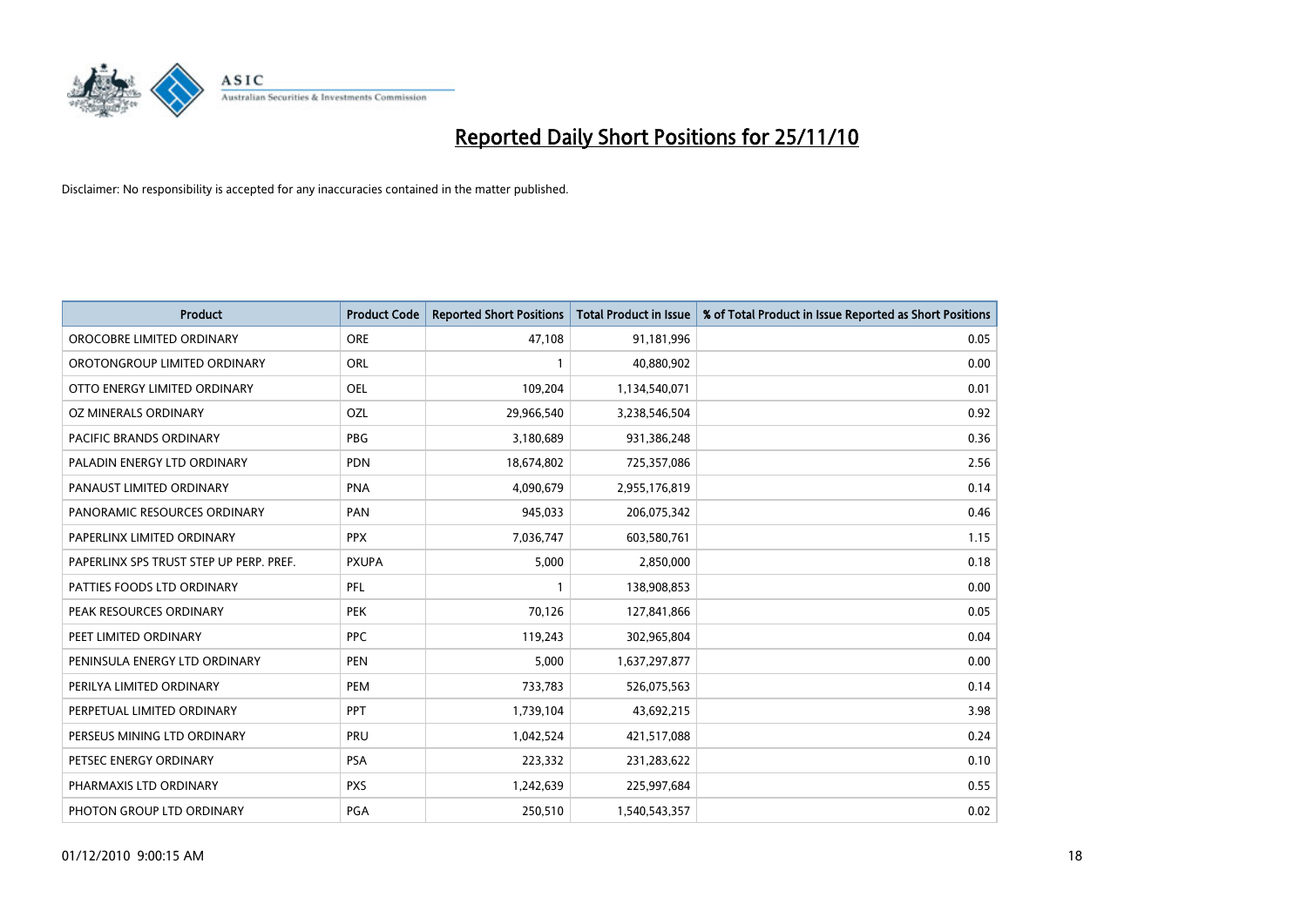# Reported Daily Short Positions for 25/11/10

Disclaimer: No responsibility is accepted for any inaccuracies contained in the matter published.

| Product | Product Code | Reported Short Positions | Total Product in Issue | % of Total Product in Issue Reported as Short Positions |
|---|---|---|---|---|
| OROCOBRE LIMITED ORDINARY | ORE | 47,108 | 91,181,996 | 0.05 |
| OROTONGROUP LIMITED ORDINARY | ORL | 1 | 40,880,902 | 0.00 |
| OTTO ENERGY LIMITED ORDINARY | OEL | 109,204 | 1,134,540,071 | 0.01 |
| OZ MINERALS ORDINARY | OZL | 29,966,540 | 3,238,546,504 | 0.92 |
| PACIFIC BRANDS ORDINARY | PBG | 3,180,689 | 931,386,248 | 0.36 |
| PALADIN ENERGY LTD ORDINARY | PDN | 18,674,802 | 725,357,086 | 2.56 |
| PANAUST LIMITED ORDINARY | PNA | 4,090,679 | 2,955,176,819 | 0.14 |
| PANORAMIC RESOURCES ORDINARY | PAN | 945,033 | 206,075,342 | 0.46 |
| PAPERLINX LIMITED ORDINARY | PPX | 7,036,747 | 603,580,761 | 1.15 |
| PAPERLINX SPS TRUST STEP UP PERP. PREF. | PXUPA | 5,000 | 2,850,000 | 0.18 |
| PATTIES FOODS LTD ORDINARY | PFL | 1 | 138,908,853 | 0.00 |
| PEAK RESOURCES ORDINARY | PEK | 70,126 | 127,841,866 | 0.05 |
| PEET LIMITED ORDINARY | PPC | 119,243 | 302,965,804 | 0.04 |
| PENINSULA ENERGY LTD ORDINARY | PEN | 5,000 | 1,637,297,877 | 0.00 |
| PERILYA LIMITED ORDINARY | PEM | 733,783 | 526,075,563 | 0.14 |
| PERPETUAL LIMITED ORDINARY | PPT | 1,739,104 | 43,692,215 | 3.98 |
| PERSEUS MINING LTD ORDINARY | PRU | 1,042,524 | 421,517,088 | 0.24 |
| PETSEC ENERGY ORDINARY | PSA | 223,332 | 231,283,622 | 0.10 |
| PHARMAXIS LTD ORDINARY | PXS | 1,242,639 | 225,997,684 | 0.55 |
| PHOTON GROUP LTD ORDINARY | PGA | 250,510 | 1,540,543,357 | 0.02 |

01/12/2010 9:00:15 AM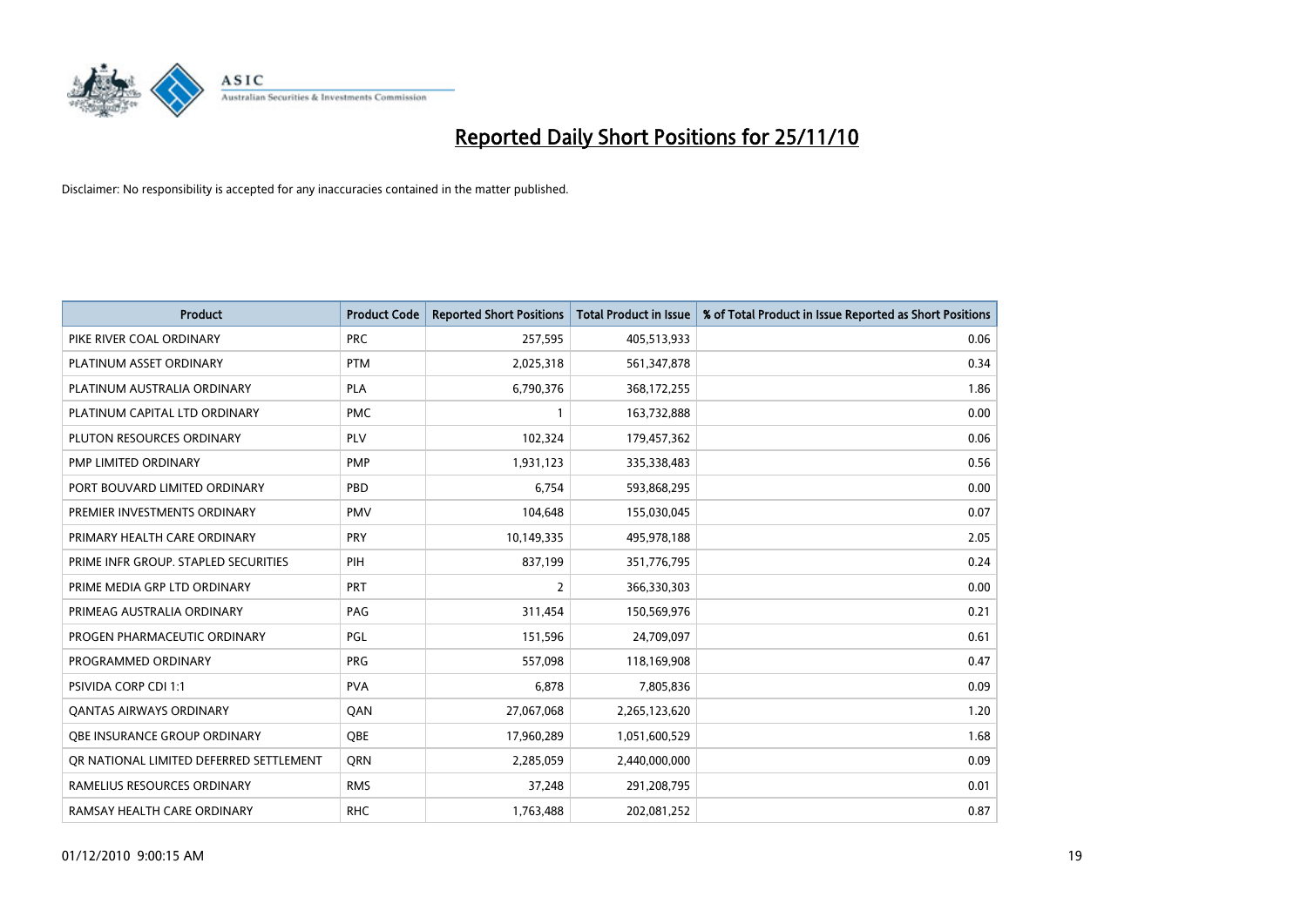# Reported Daily Short Positions for 25/11/10

Disclaimer: No responsibility is accepted for any inaccuracies contained in the matter published.

| Product | Product Code | Reported Short Positions | Total Product in Issue | % of Total Product in Issue Reported as Short Positions |
|---|---|---|---|---|
| PIKE RIVER COAL ORDINARY | PRC | 257,595 | 405,513,933 | 0.06 |
| PLATINUM ASSET ORDINARY | PTM | 2,025,318 | 561,347,878 | 0.34 |
| PLATINUM AUSTRALIA ORDINARY | PLA | 6,790,376 | 368,172,255 | 1.86 |
| PLATINUM CAPITAL LTD ORDINARY | PMC | 1 | 163,732,888 | 0.00 |
| PLUTON RESOURCES ORDINARY | PLV | 102,324 | 179,457,362 | 0.06 |
| PMP LIMITED ORDINARY | PMP | 1,931,123 | 335,338,483 | 0.56 |
| PORT BOUVARD LIMITED ORDINARY | PBD | 6,754 | 593,868,295 | 0.00 |
| PREMIER INVESTMENTS ORDINARY | PMV | 104,648 | 155,030,045 | 0.07 |
| PRIMARY HEALTH CARE ORDINARY | PRY | 10,149,335 | 495,978,188 | 2.05 |
| PRIME INFR GROUP. STAPLED SECURITIES | PIH | 837,199 | 351,776,795 | 0.24 |
| PRIME MEDIA GRP LTD ORDINARY | PRT | 2 | 366,330,303 | 0.00 |
| PRIMEAG AUSTRALIA ORDINARY | PAG | 311,454 | 150,569,976 | 0.21 |
| PROGEN PHARMACEUTIC ORDINARY | PGL | 151,596 | 24,709,097 | 0.61 |
| PROGRAMMED ORDINARY | PRG | 557,098 | 118,169,908 | 0.47 |
| PSIVIDA CORP CDI 1:1 | PVA | 6,878 | 7,805,836 | 0.09 |
| QANTAS AIRWAYS ORDINARY | QAN | 27,067,068 | 2,265,123,620 | 1.20 |
| QBE INSURANCE GROUP ORDINARY | QBE | 17,960,289 | 1,051,600,529 | 1.68 |
| QR NATIONAL LIMITED DEFERRED SETTLEMENT | QRN | 2,285,059 | 2,440,000,000 | 0.09 |
| RAMELIUS RESOURCES ORDINARY | RMS | 37,248 | 291,208,795 | 0.01 |
| RAMSAY HEALTH CARE ORDINARY | RHC | 1,763,488 | 202,081,252 | 0.87 |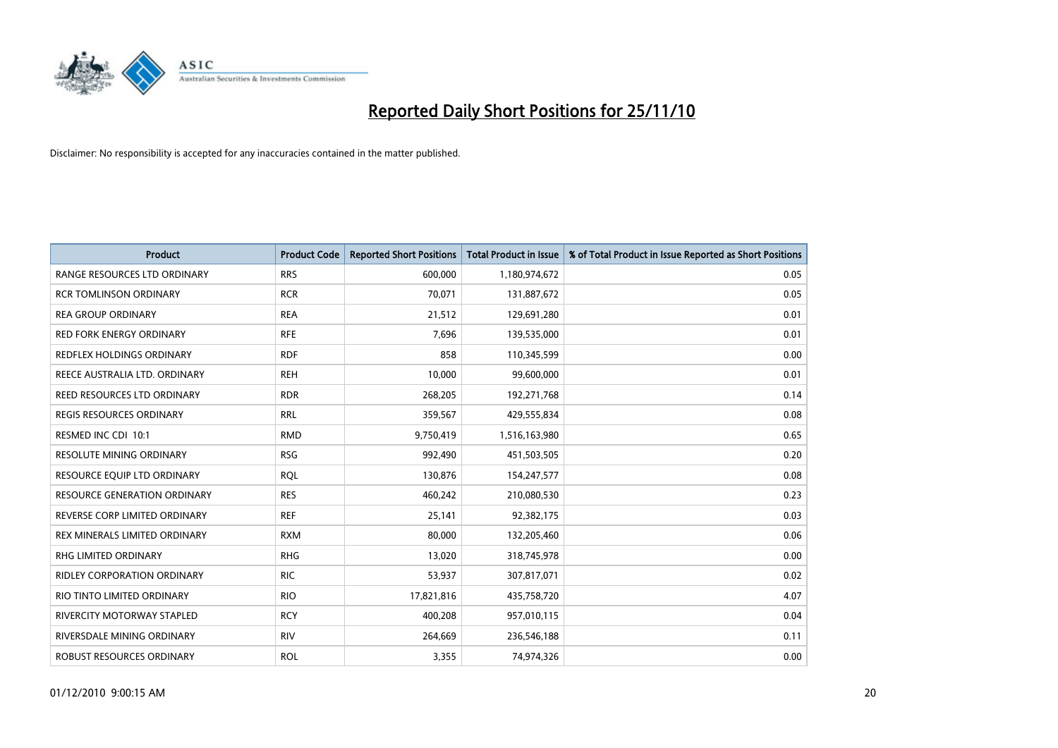# Reported Daily Short Positions for 25/11/10

Disclaimer: No responsibility is accepted for any inaccuracies contained in the matter published.

| Product | Product Code | Reported Short Positions | Total Product in Issue | % of Total Product in Issue Reported as Short Positions |
|---|---|---|---|---|
| RANGE RESOURCES LTD ORDINARY | RRS | 600,000 | 1,180,974,672 | 0.05 |
| RCR TOMLINSON ORDINARY | RCR | 70,071 | 131,887,672 | 0.05 |
| REA GROUP ORDINARY | REA | 21,512 | 129,691,280 | 0.01 |
| RED FORK ENERGY ORDINARY | RFE | 7,696 | 139,535,000 | 0.01 |
| REDFLEX HOLDINGS ORDINARY | RDF | 858 | 110,345,599 | 0.00 |
| REECE AUSTRALIA LTD. ORDINARY | REH | 10,000 | 99,600,000 | 0.01 |
| REED RESOURCES LTD ORDINARY | RDR | 268,205 | 192,271,768 | 0.14 |
| REGIS RESOURCES ORDINARY | RRL | 359,567 | 429,555,834 | 0.08 |
| RESMED INC CDI 10:1 | RMD | 9,750,419 | 1,516,163,980 | 0.65 |
| RESOLUTE MINING ORDINARY | RSG | 992,490 | 451,503,505 | 0.20 |
| RESOURCE EQUIP LTD ORDINARY | RQL | 130,876 | 154,247,577 | 0.08 |
| RESOURCE GENERATION ORDINARY | RES | 460,242 | 210,080,530 | 0.23 |
| REVERSE CORP LIMITED ORDINARY | REF | 25,141 | 92,382,175 | 0.03 |
| REX MINERALS LIMITED ORDINARY | RXM | 80,000 | 132,205,460 | 0.06 |
| RHG LIMITED ORDINARY | RHG | 13,020 | 318,745,978 | 0.00 |
| RIDLEY CORPORATION ORDINARY | RIC | 53,937 | 307,817,071 | 0.02 |
| RIO TINTO LIMITED ORDINARY | RIO | 17,821,816 | 435,758,720 | 4.07 |
| RIVERCITY MOTORWAY STAPLED | RCY | 400,208 | 957,010,115 | 0.04 |
| RIVERSDALE MINING ORDINARY | RIV | 264,669 | 236,546,188 | 0.11 |
| ROBUST RESOURCES ORDINARY | ROL | 3,355 | 74,974,326 | 0.00 |

01/12/2010 9:00:15 AM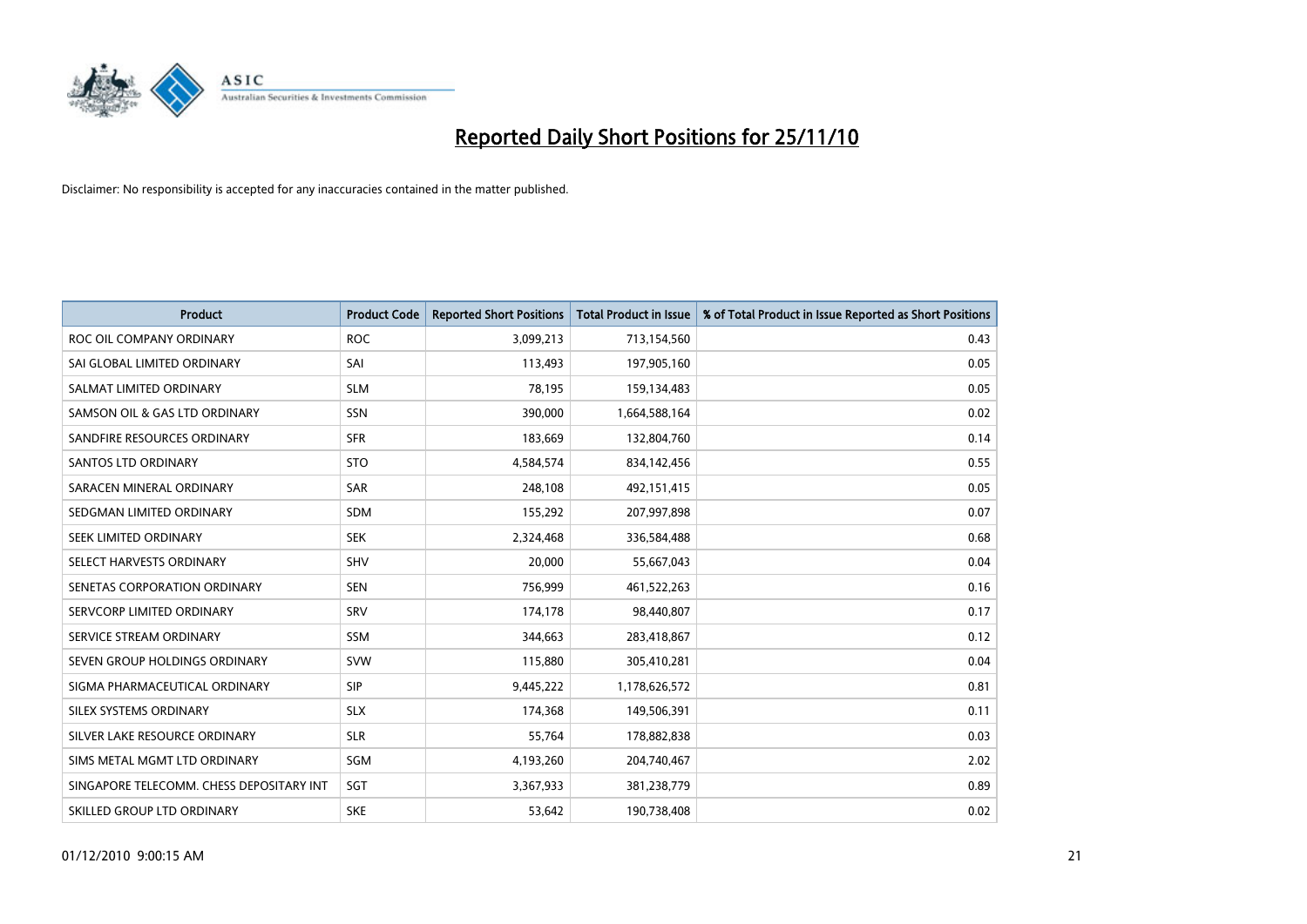# Reported Daily Short Positions for 25/11/10

Disclaimer: No responsibility is accepted for any inaccuracies contained in the matter published.

| Product | Product Code | Reported Short Positions | Total Product in Issue | % of Total Product in Issue Reported as Short Positions |
|---|---|---|---|---|
| ROC OIL COMPANY ORDINARY | ROC | 3,099,213 | 713,154,560 | 0.43 |
| SAI GLOBAL LIMITED ORDINARY | SAI | 113,493 | 197,905,160 | 0.05 |
| SALMAT LIMITED ORDINARY | SLM | 78,195 | 159,134,483 | 0.05 |
| SAMSON OIL & GAS LTD ORDINARY | SSN | 390,000 | 1,664,588,164 | 0.02 |
| SANDFIRE RESOURCES ORDINARY | SFR | 183,669 | 132,804,760 | 0.14 |
| SANTOS LTD ORDINARY | STO | 4,584,574 | 834,142,456 | 0.55 |
| SARACEN MINERAL ORDINARY | SAR | 248,108 | 492,151,415 | 0.05 |
| SEDGMAN LIMITED ORDINARY | SDM | 155,292 | 207,997,898 | 0.07 |
| SEEK LIMITED ORDINARY | SEK | 2,324,468 | 336,584,488 | 0.68 |
| SELECT HARVESTS ORDINARY | SHV | 20,000 | 55,667,043 | 0.04 |
| SENETAS CORPORATION ORDINARY | SEN | 756,999 | 461,522,263 | 0.16 |
| SERVCORP LIMITED ORDINARY | SRV | 174,178 | 98,440,807 | 0.17 |
| SERVICE STREAM ORDINARY | SSM | 344,663 | 283,418,867 | 0.12 |
| SEVEN GROUP HOLDINGS ORDINARY | SVW | 115,880 | 305,410,281 | 0.04 |
| SIGMA PHARMACEUTICAL ORDINARY | SIP | 9,445,222 | 1,178,626,572 | 0.81 |
| SILEX SYSTEMS ORDINARY | SLX | 174,368 | 149,506,391 | 0.11 |
| SILVER LAKE RESOURCE ORDINARY | SLR | 55,764 | 178,882,838 | 0.03 |
| SIMS METAL MGMT LTD ORDINARY | SGM | 4,193,260 | 204,740,467 | 2.02 |
| SINGAPORE TELECOMM. CHESS DEPOSITARY INT | SGT | 3,367,933 | 381,238,779 | 0.89 |
| SKILLED GROUP LTD ORDINARY | SKE | 53,642 | 190,738,408 | 0.02 |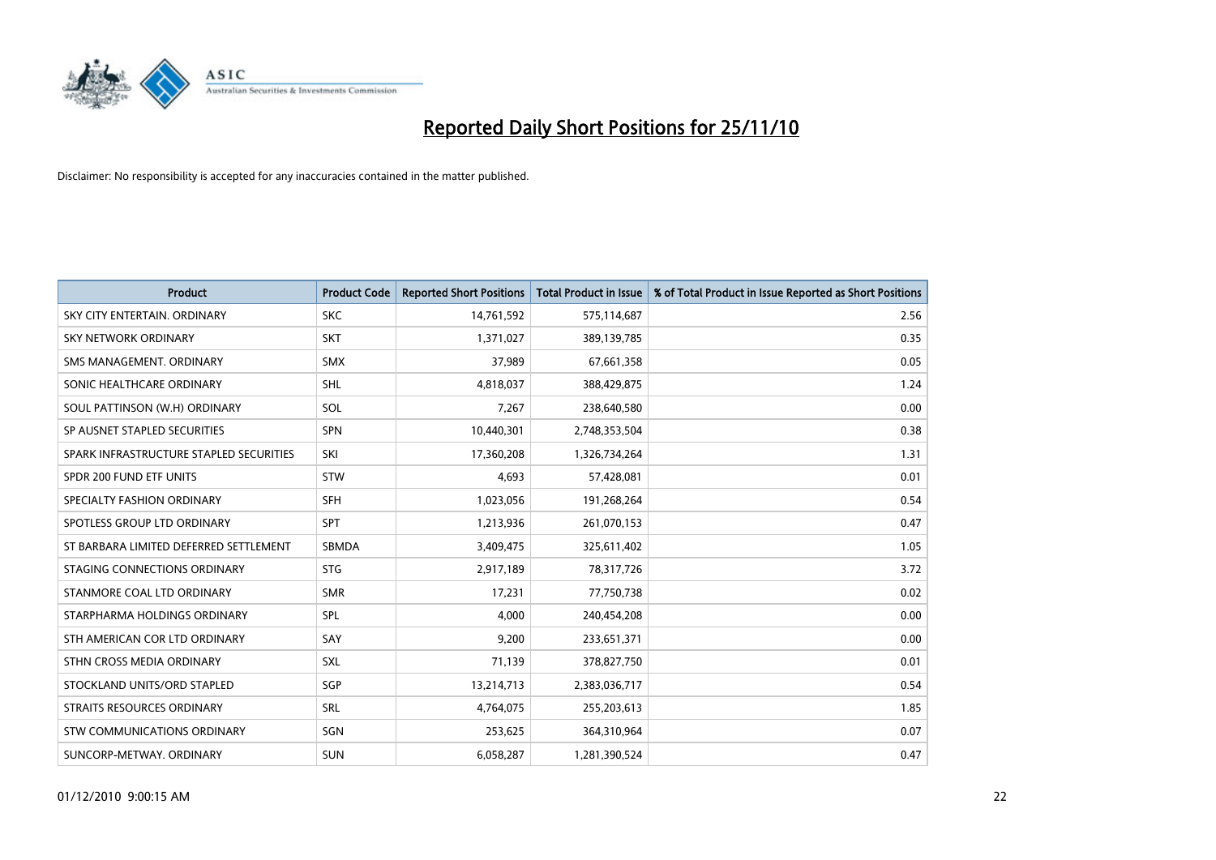# Reported Daily Short Positions for 25/11/10

Disclaimer: No responsibility is accepted for any inaccuracies contained in the matter published.

| Product | Product Code | Reported Short Positions | Total Product in Issue | % of Total Product in Issue Reported as Short Positions |
|---|---|---|---|---|
| SKY CITY ENTERTAIN. ORDINARY | SKC | 14,761,592 | 575,114,687 | 2.56 |
| SKY NETWORK ORDINARY | SKT | 1,371,027 | 389,139,785 | 0.35 |
| SMS MANAGEMENT. ORDINARY | SMX | 37,989 | 67,661,358 | 0.05 |
| SONIC HEALTHCARE ORDINARY | SHL | 4,818,037 | 388,429,875 | 1.24 |
| SOUL PATTINSON (W.H) ORDINARY | SOL | 7,267 | 238,640,580 | 0.00 |
| SP AUSNET STAPLED SECURITIES | SPN | 10,440,301 | 2,748,353,504 | 0.38 |
| SPARK INFRASTRUCTURE STAPLED SECURITIES | SKI | 17,360,208 | 1,326,734,264 | 1.31 |
| SPDR 200 FUND ETF UNITS | STW | 4,693 | 57,428,081 | 0.01 |
| SPECIALTY FASHION ORDINARY | SFH | 1,023,056 | 191,268,264 | 0.54 |
| SPOTLESS GROUP LTD ORDINARY | SPT | 1,213,936 | 261,070,153 | 0.47 |
| ST BARBARA LIMITED DEFERRED SETTLEMENT | SBMDA | 3,409,475 | 325,611,402 | 1.05 |
| STAGING CONNECTIONS ORDINARY | STG | 2,917,189 | 78,317,726 | 3.72 |
| STANMORE COAL LTD ORDINARY | SMR | 17,231 | 77,750,738 | 0.02 |
| STARPHARMA HOLDINGS ORDINARY | SPL | 4,000 | 240,454,208 | 0.00 |
| STH AMERICAN COR LTD ORDINARY | SAY | 9,200 | 233,651,371 | 0.00 |
| STHN CROSS MEDIA ORDINARY | SXL | 71,139 | 378,827,750 | 0.01 |
| STOCKLAND UNITS/ORD STAPLED | SGP | 13,214,713 | 2,383,036,717 | 0.54 |
| STRAITS RESOURCES ORDINARY | SRL | 4,764,075 | 255,203,613 | 1.85 |
| STW COMMUNICATIONS ORDINARY | SGN | 253,625 | 364,310,964 | 0.07 |
| SUNCORP-METWAY. ORDINARY | SUN | 6,058,287 | 1,281,390,524 | 0.47 |

01/12/2010 9:00:15 AM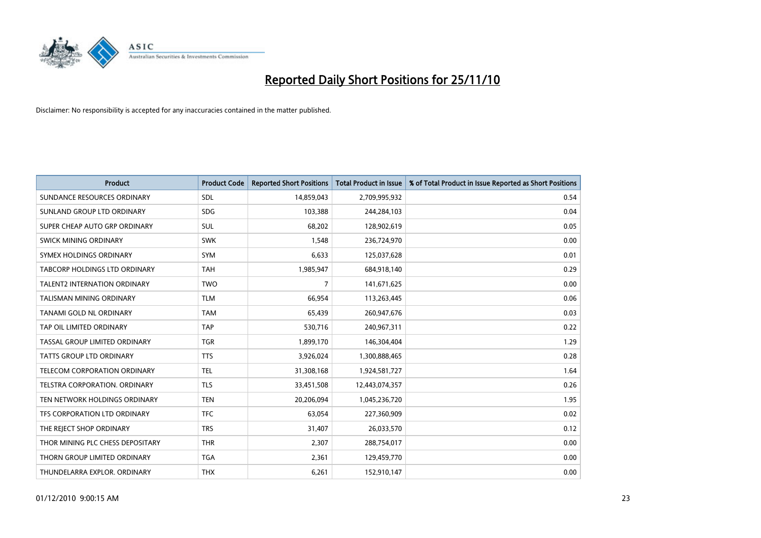# Reported Daily Short Positions for 25/11/10

Disclaimer: No responsibility is accepted for any inaccuracies contained in the matter published.

| Product | Product Code | Reported Short Positions | Total Product in Issue | % of Total Product in Issue Reported as Short Positions |
|---|---|---|---|---|
| SUNDANCE RESOURCES ORDINARY | SDL | 14,859,043 | 2,709,995,932 | 0.54 |
| SUNLAND GROUP LTD ORDINARY | SDG | 103,388 | 244,284,103 | 0.04 |
| SUPER CHEAP AUTO GRP ORDINARY | SUL | 68,202 | 128,902,619 | 0.05 |
| SWICK MINING ORDINARY | SWK | 1,548 | 236,724,970 | 0.00 |
| SYMEX HOLDINGS ORDINARY | SYM | 6,633 | 125,037,628 | 0.01 |
| TABCORP HOLDINGS LTD ORDINARY | TAH | 1,985,947 | 684,918,140 | 0.29 |
| TALENT2 INTERNATION ORDINARY | TWO | 7 | 141,671,625 | 0.00 |
| TALISMAN MINING ORDINARY | TLM | 66,954 | 113,263,445 | 0.06 |
| TANAMI GOLD NL ORDINARY | TAM | 65,439 | 260,947,676 | 0.03 |
| TAP OIL LIMITED ORDINARY | TAP | 530,716 | 240,967,311 | 0.22 |
| TASSAL GROUP LIMITED ORDINARY | TGR | 1,899,170 | 146,304,404 | 1.29 |
| TATTS GROUP LTD ORDINARY | TTS | 3,926,024 | 1,300,888,465 | 0.28 |
| TELECOM CORPORATION ORDINARY | TEL | 31,308,168 | 1,924,581,727 | 1.64 |
| TELSTRA CORPORATION. ORDINARY | TLS | 33,451,508 | 12,443,074,357 | 0.26 |
| TEN NETWORK HOLDINGS ORDINARY | TEN | 20,206,094 | 1,045,236,720 | 1.95 |
| TFS CORPORATION LTD ORDINARY | TFC | 63,054 | 227,360,909 | 0.02 |
| THE REJECT SHOP ORDINARY | TRS | 31,407 | 26,033,570 | 0.12 |
| THOR MINING PLC CHESS DEPOSITARY | THR | 2,307 | 288,754,017 | 0.00 |
| THORN GROUP LIMITED ORDINARY | TGA | 2,361 | 129,459,770 | 0.00 |
| THUNDELARRA EXPLOR. ORDINARY | THX | 6,261 | 152,910,147 | 0.00 |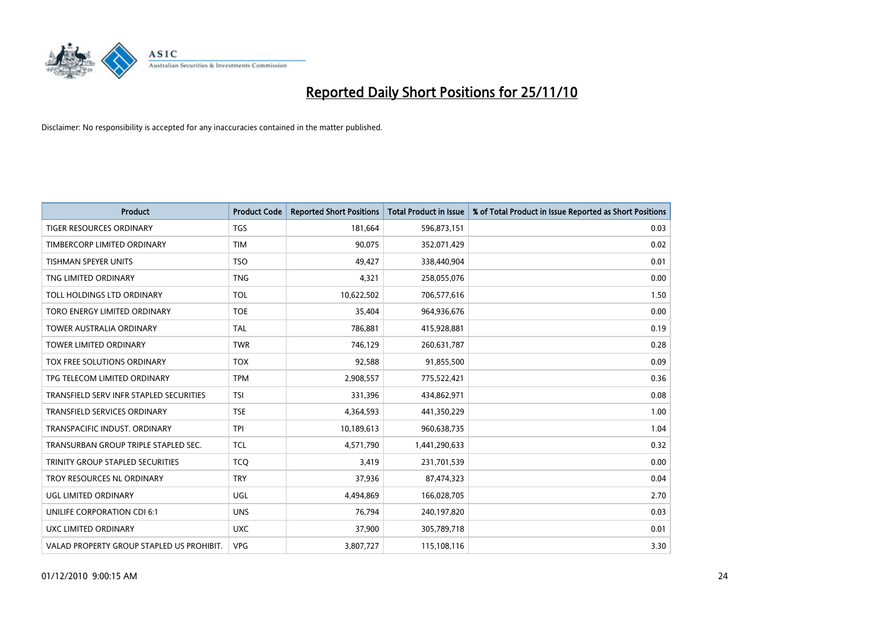# Reported Daily Short Positions for 25/11/10

Disclaimer: No responsibility is accepted for any inaccuracies contained in the matter published.

| Product | Product Code | Reported Short Positions | Total Product in Issue | % of Total Product in Issue Reported as Short Positions |
|---|---|---|---|---|
| TIGER RESOURCES ORDINARY | TGS | 181,664 | 596,873,151 | 0.03 |
| TIMBERCORP LIMITED ORDINARY | TIM | 90,075 | 352,071,429 | 0.02 |
| TISHMAN SPEYER UNITS | TSO | 49,427 | 338,440,904 | 0.01 |
| TNG LIMITED ORDINARY | TNG | 4,321 | 258,055,076 | 0.00 |
| TOLL HOLDINGS LTD ORDINARY | TOL | 10,622,502 | 706,577,616 | 1.50 |
| TORO ENERGY LIMITED ORDINARY | TOE | 35,404 | 964,936,676 | 0.00 |
| TOWER AUSTRALIA ORDINARY | TAL | 786,881 | 415,928,881 | 0.19 |
| TOWER LIMITED ORDINARY | TWR | 746,129 | 260,631,787 | 0.28 |
| TOX FREE SOLUTIONS ORDINARY | TOX | 92,588 | 91,855,500 | 0.09 |
| TPG TELECOM LIMITED ORDINARY | TPM | 2,908,557 | 775,522,421 | 0.36 |
| TRANSFIELD SERV INFR STAPLED SECURITIES | TSI | 331,396 | 434,862,971 | 0.08 |
| TRANSFIELD SERVICES ORDINARY | TSE | 4,364,593 | 441,350,229 | 1.00 |
| TRANSPACIFIC INDUST. ORDINARY | TPI | 10,189,613 | 960,638,735 | 1.04 |
| TRANSURBAN GROUP TRIPLE STAPLED SEC. | TCL | 4,571,790 | 1,441,290,633 | 0.32 |
| TRINITY GROUP STAPLED SECURITIES | TCQ | 3,419 | 231,701,539 | 0.00 |
| TROY RESOURCES NL ORDINARY | TRY | 37,936 | 87,474,323 | 0.04 |
| UGL LIMITED ORDINARY | UGL | 4,494,869 | 166,028,705 | 2.70 |
| UNILIFE CORPORATION CDI 6:1 | UNS | 76,794 | 240,197,820 | 0.03 |
| UXC LIMITED ORDINARY | UXC | 37,900 | 305,789,718 | 0.01 |
| VALAD PROPERTY GROUP STAPLED US PROHIBIT. | VPG | 3,807,727 | 115,108,116 | 3.30 |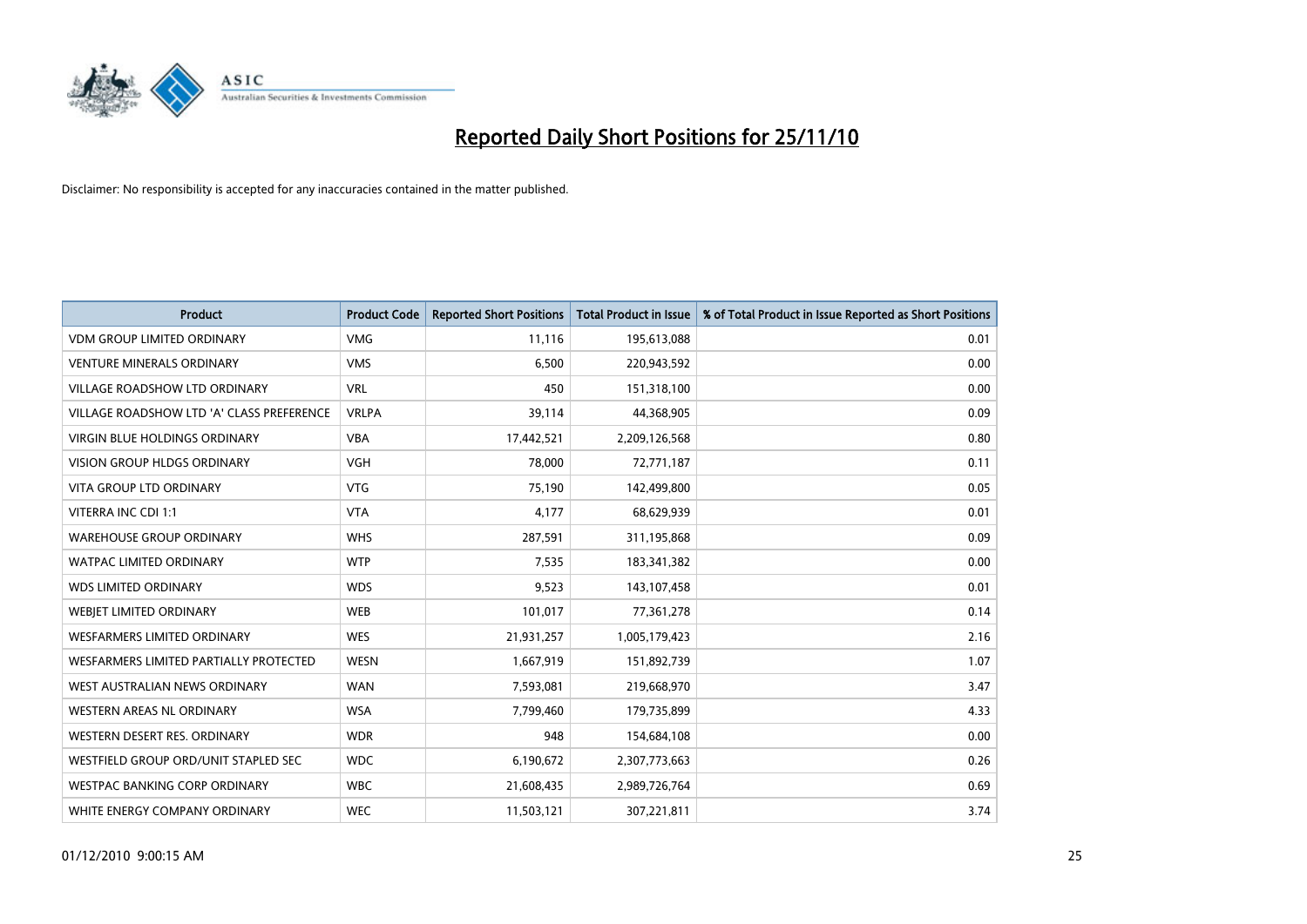# Reported Daily Short Positions for 25/11/10

Disclaimer: No responsibility is accepted for any inaccuracies contained in the matter published.

| Product | Product Code | Reported Short Positions | Total Product in Issue | % of Total Product in Issue Reported as Short Positions |
|---|---|---|---|---|
| VDM GROUP LIMITED ORDINARY | VMG | 11,116 | 195,613,088 | 0.01 |
| VENTURE MINERALS ORDINARY | VMS | 6,500 | 220,943,592 | 0.00 |
| VILLAGE ROADSHOW LTD ORDINARY | VRL | 450 | 151,318,100 | 0.00 |
| VILLAGE ROADSHOW LTD 'A' CLASS PREFERENCE | VRLPA | 39,114 | 44,368,905 | 0.09 |
| VIRGIN BLUE HOLDINGS ORDINARY | VBA | 17,442,521 | 2,209,126,568 | 0.80 |
| VISION GROUP HLDGS ORDINARY | VGH | 78,000 | 72,771,187 | 0.11 |
| VITA GROUP LTD ORDINARY | VTG | 75,190 | 142,499,800 | 0.05 |
| VITERRA INC CDI 1:1 | VTA | 4,177 | 68,629,939 | 0.01 |
| WAREHOUSE GROUP ORDINARY | WHS | 287,591 | 311,195,868 | 0.09 |
| WATPAC LIMITED ORDINARY | WTP | 7,535 | 183,341,382 | 0.00 |
| WDS LIMITED ORDINARY | WDS | 9,523 | 143,107,458 | 0.01 |
| WEBJET LIMITED ORDINARY | WEB | 101,017 | 77,361,278 | 0.14 |
| WESFARMERS LIMITED ORDINARY | WES | 21,931,257 | 1,005,179,423 | 2.16 |
| WESFARMERS LIMITED PARTIALLY PROTECTED | WESN | 1,667,919 | 151,892,739 | 1.07 |
| WEST AUSTRALIAN NEWS ORDINARY | WAN | 7,593,081 | 219,668,970 | 3.47 |
| WESTERN AREAS NL ORDINARY | WSA | 7,799,460 | 179,735,899 | 4.33 |
| WESTERN DESERT RES. ORDINARY | WDR | 948 | 154,684,108 | 0.00 |
| WESTFIELD GROUP ORD/UNIT STAPLED SEC | WDC | 6,190,672 | 2,307,773,663 | 0.26 |
| WESTPAC BANKING CORP ORDINARY | WBC | 21,608,435 | 2,989,726,764 | 0.69 |
| WHITE ENERGY COMPANY ORDINARY | WEC | 11,503,121 | 307,221,811 | 3.74 |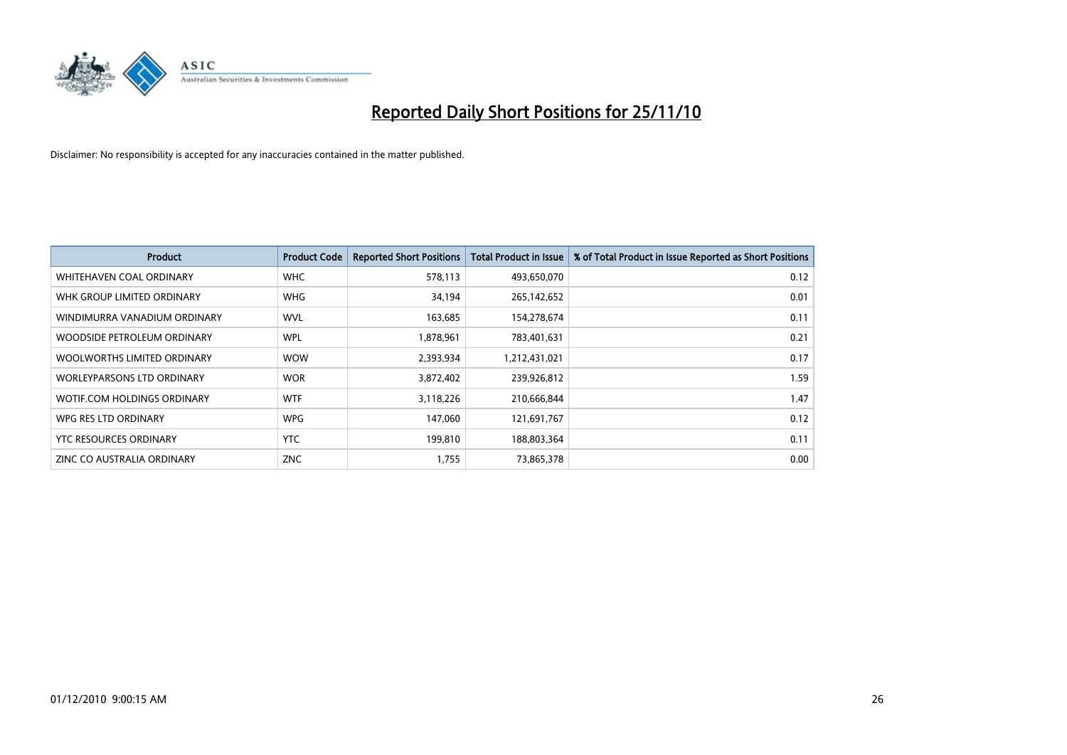# Reported Daily Short Positions for 25/11/10

Disclaimer: No responsibility is accepted for any inaccuracies contained in the matter published.

| Product | Product Code | Reported Short Positions | Total Product in Issue | % of Total Product in Issue Reported as Short Positions |
|---|---|---|---|---|
| WHITEHAVEN COAL ORDINARY | WHC | 578,113 | 493,650,070 | 0.12 |
| WHK GROUP LIMITED ORDINARY | WHG | 34,194 | 265,142,652 | 0.01 |
| WINDIMURRA VANADIUM ORDINARY | WVL | 163,685 | 154,278,674 | 0.11 |
| WOODSIDE PETROLEUM ORDINARY | WPL | 1,878,961 | 783,401,631 | 0.21 |
| WOOLWORTHS LIMITED ORDINARY | WOW | 2,393,934 | 1,212,431,021 | 0.17 |
| WORLEYPARSONS LTD ORDINARY | WOR | 3,872,402 | 239,926,812 | 1.59 |
| WOTIF.COM HOLDINGS ORDINARY | WTF | 3,118,226 | 210,666,844 | 1.47 |
| WPG RES LTD ORDINARY | WPG | 147,060 | 121,691,767 | 0.12 |
| YTC RESOURCES ORDINARY | YTC | 199,810 | 188,803,364 | 0.11 |
| ZINC CO AUSTRALIA ORDINARY | ZNC | 1,755 | 73,865,378 | 0.00 |